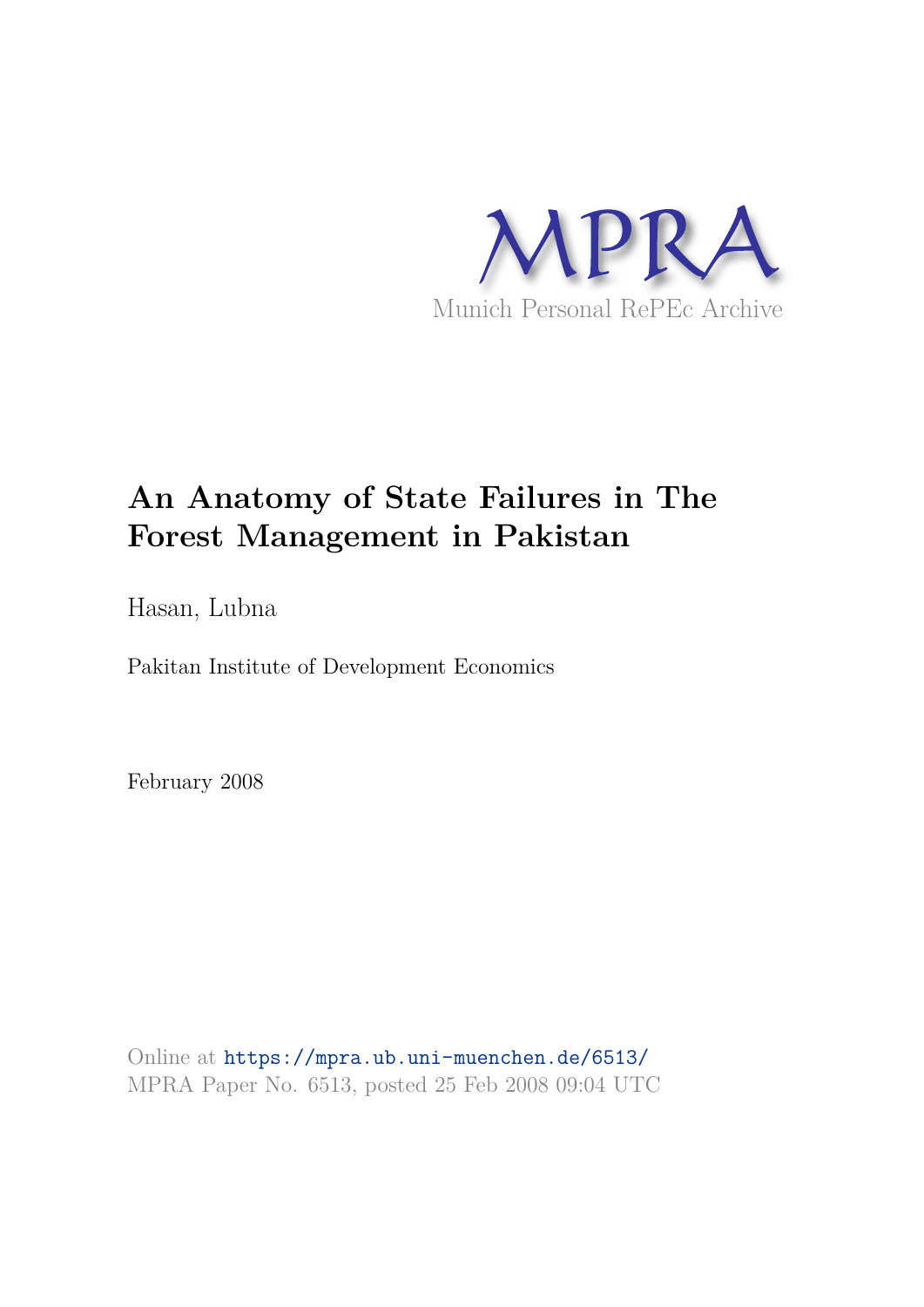MPRA

Munich Personal RePEc Archive

# An Anatomy of State Failures in The Forest Management in Pakistan

Hasan, Lubna

Pakitan Institute of Development Economics

February 2008

Online at https://mpra.ub.uni-muenchen.de/6513/
MPRA Paper No. 6513, posted 25 Feb 2008 09:04 UTC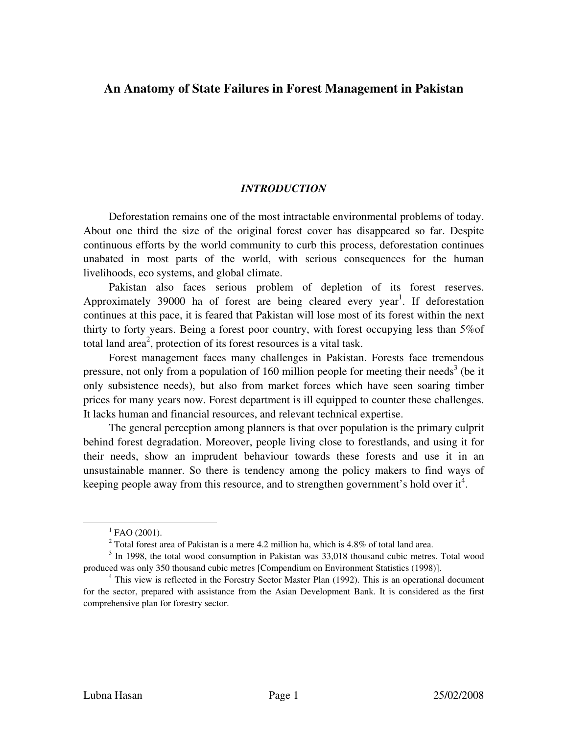# An Anatomy of State Failures in Forest Management in Pakistan

## *INTRODUCTION*

Deforestation remains one of the most intractable environmental problems of today. About one third the size of the original forest cover has disappeared so far. Despite continuous efforts by the world community to curb this process, deforestation continues unabated in most parts of the world, with serious consequences for the human livelihoods, eco systems, and global climate.

Pakistan also faces serious problem of depletion of its forest reserves. Approximately 39000 ha of forest are being cleared every year[1]. If deforestation continues at this pace, it is feared that Pakistan will lose most of its forest within the next thirty to forty years. Being a forest poor country, with forest occupying less than 5%of total land area[2], protection of its forest resources is a vital task.

Forest management faces many challenges in Pakistan. Forests face tremendous pressure, not only from a population of 160 million people for meeting their needs[3] (be it only subsistence needs), but also from market forces which have seen soaring timber prices for many years now. Forest department is ill equipped to counter these challenges. It lacks human and financial resources, and relevant technical expertise.

The general perception among planners is that over population is the primary culprit behind forest degradation. Moreover, people living close to forestlands, and using it for their needs, show an imprudent behaviour towards these forests and use it in an unsustainable manner. So there is tendency among the policy makers to find ways of keeping people away from this resource, and to strengthen government's hold over it[4].

---

[1] FAO (2001).

[2] Total forest area of Pakistan is a mere 4.2 million ha, which is 4.8% of total land area.

[3] In 1998, the total wood consumption in Pakistan was 33,018 thousand cubic metres. Total wood produced was only 350 thousand cubic metres [Compendium on Environment Statistics (1998)].

[4] This view is reflected in the Forestry Sector Master Plan (1992). This is an operational document for the sector, prepared with assistance from the Asian Development Bank. It is considered as the first comprehensive plan for forestry sector.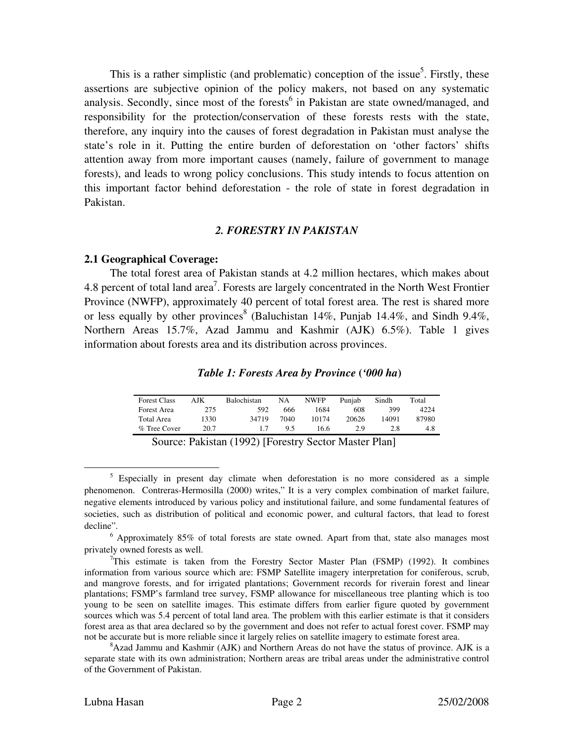This is a rather simplistic (and problematic) conception of the issue[5]. Firstly, these assertions are subjective opinion of the policy makers, not based on any systematic analysis. Secondly, since most of the forests[6] in Pakistan are state owned/managed, and responsibility for the protection/conservation of these forests rests with the state, therefore, any inquiry into the causes of forest degradation in Pakistan must analyse the state's role in it. Putting the entire burden of deforestation on 'other factors' shifts attention away from more important causes (namely, failure of government to manage forests), and leads to wrong policy conclusions. This study intends to focus attention on this important factor behind deforestation - the role of state in forest degradation in Pakistan.

## *2. FORESTRY IN PAKISTAN*

### 2.1 Geographical Coverage:

The total forest area of Pakistan stands at 4.2 million hectares, which makes about 4.8 percent of total land area[7]. Forests are largely concentrated in the North West Frontier Province (NWFP), approximately 40 percent of total forest area. The rest is shared more or less equally by other provinces[8] (Baluchistan 14%, Punjab 14.4%, and Sindh 9.4%, Northern Areas 15.7%, Azad Jammu and Kashmir (AJK) 6.5%). Table 1 gives information about forests area and its distribution across provinces.

***Table 1: Forests Area by Province ('000 ha)***

| Forest Class | AJK | Balochistan | NA | NWFP | Punjab | Sindh | Total |
|---|---|---|---|---|---|---|---|
| Forest Area | 275 | 592 | 666 | 1684 | 608 | 399 | 4224 |
| Total Area | 1330 | 34719 | 7040 | 10174 | 20626 | 14091 | 87980 |
| % Tree Cover | 20.7 | 1.7 | 9.5 | 16.6 | 2.9 | 2.8 | 4.8 |

Source: Pakistan (1992) [Forestry Sector Master Plan]

---

[5] Especially in present day climate when deforestation is no more considered as a simple phenomenon. Contreras-Hermosilla (2000) writes," It is a very complex combination of market failure, negative elements introduced by various policy and institutional failure, and some fundamental features of societies, such as distribution of political and economic power, and cultural factors, that lead to forest decline".

[6] Approximately 85% of total forests are state owned. Apart from that, state also manages most privately owned forests as well.

[7] This estimate is taken from the Forestry Sector Master Plan (FSMP) (1992). It combines information from various source which are: FSMP Satellite imagery interpretation for coniferous, scrub, and mangrove forests, and for irrigated plantations; Government records for riverain forest and linear plantations; FSMP's farmland tree survey, FSMP allowance for miscellaneous tree planting which is too young to be seen on satellite images. This estimate differs from earlier figure quoted by government sources which was 5.4 percent of total land area. The problem with this earlier estimate is that it considers forest area as that area declared so by the government and does not refer to actual forest cover. FSMP may not be accurate but is more reliable since it largely relies on satellite imagery to estimate forest area.

[8] Azad Jammu and Kashmir (AJK) and Northern Areas do not have the status of province. AJK is a separate state with its own administration; Northern areas are tribal areas under the administrative control of the Government of Pakistan.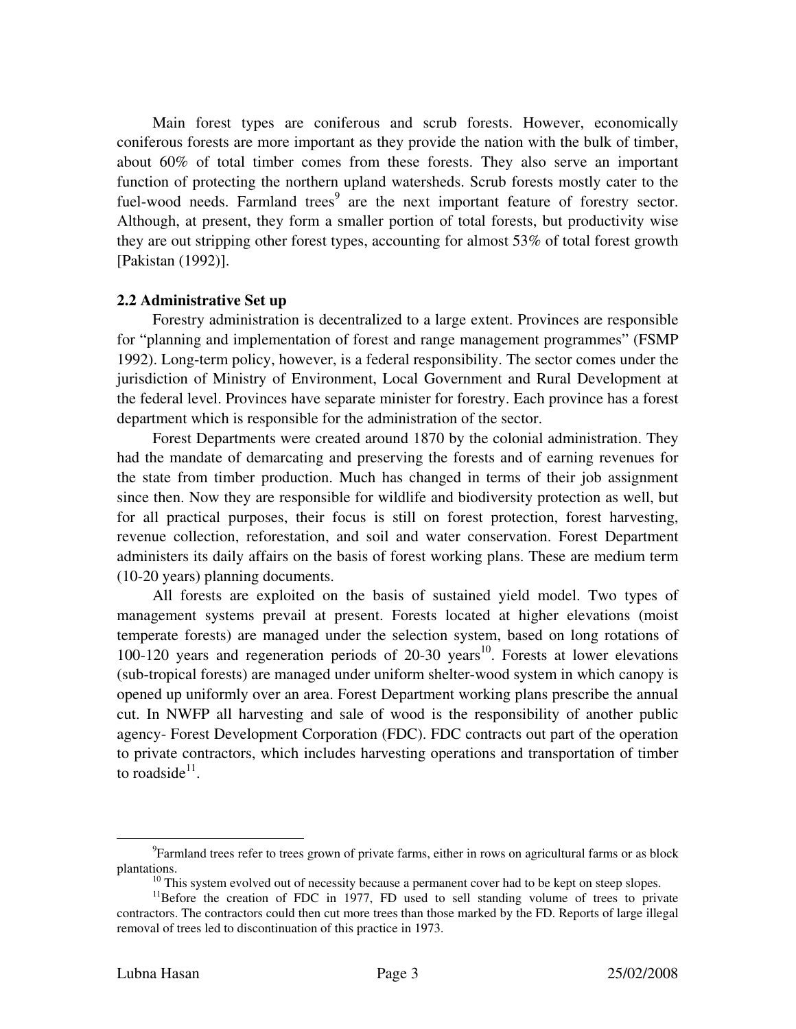Main forest types are coniferous and scrub forests. However, economically coniferous forests are more important as they provide the nation with the bulk of timber, about 60% of total timber comes from these forests. They also serve an important function of protecting the northern upland watersheds. Scrub forests mostly cater to the fuel-wood needs. Farmland trees[9] are the next important feature of forestry sector. Although, at present, they form a smaller portion of total forests, but productivity wise they are out stripping other forest types, accounting for almost 53% of total forest growth [Pakistan (1992)].

### 2.2 Administrative Set up

Forestry administration is decentralized to a large extent. Provinces are responsible for "planning and implementation of forest and range management programmes" (FSMP 1992). Long-term policy, however, is a federal responsibility. The sector comes under the jurisdiction of Ministry of Environment, Local Government and Rural Development at the federal level. Provinces have separate minister for forestry. Each province has a forest department which is responsible for the administration of the sector.

Forest Departments were created around 1870 by the colonial administration. They had the mandate of demarcating and preserving the forests and of earning revenues for the state from timber production. Much has changed in terms of their job assignment since then. Now they are responsible for wildlife and biodiversity protection as well, but for all practical purposes, their focus is still on forest protection, forest harvesting, revenue collection, reforestation, and soil and water conservation. Forest Department administers its daily affairs on the basis of forest working plans. These are medium term (10-20 years) planning documents.

All forests are exploited on the basis of sustained yield model. Two types of management systems prevail at present. Forests located at higher elevations (moist temperate forests) are managed under the selection system, based on long rotations of 100-120 years and regeneration periods of 20-30 years[10]. Forests at lower elevations (sub-tropical forests) are managed under uniform shelter-wood system in which canopy is opened up uniformly over an area. Forest Department working plans prescribe the annual cut. In NWFP all harvesting and sale of wood is the responsibility of another public agency- Forest Development Corporation (FDC). FDC contracts out part of the operation to private contractors, which includes harvesting operations and transportation of timber to roadside[11].

---

[9]Farmland trees refer to trees grown of private farms, either in rows on agricultural farms or as block plantations.

[10] This system evolved out of necessity because a permanent cover had to be kept on steep slopes.

[11]Before the creation of FDC in 1977, FD used to sell standing volume of trees to private contractors. The contractors could then cut more trees than those marked by the FD. Reports of large illegal removal of trees led to discontinuation of this practice in 1973.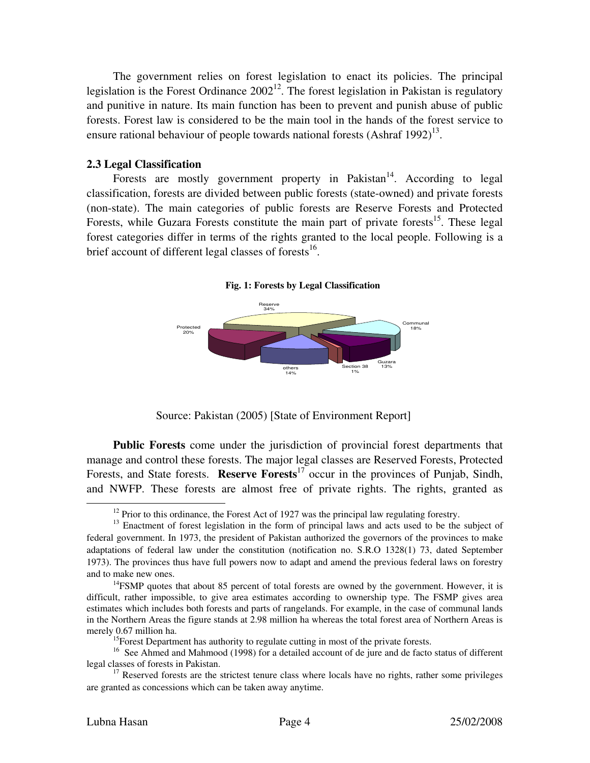The government relies on forest legislation to enact its policies. The principal legislation is the Forest Ordinance 2002[12]. The forest legislation in Pakistan is regulatory and punitive in nature. Its main function has been to prevent and punish abuse of public forests. Forest law is considered to be the main tool in the hands of the forest service to ensure rational behaviour of people towards national forests (Ashraf 1992)[13].

### 2.3 Legal Classification

Forests are mostly government property in Pakistan[14]. According to legal classification, forests are divided between public forests (state-owned) and private forests (non-state). The main categories of public forests are Reserve Forests and Protected Forests, while Guzara Forests constitute the main part of private forests[15]. These legal forest categories differ in terms of the rights granted to the local people. Following is a brief account of different legal classes of forests[16].

**Fig. 1: Forests by Legal Classification**

Reserve 34%

Protected 20%

Communal 18%

others 14%

Section 38 1%

Guzara 13%

Source: Pakistan (2005) [State of Environment Report]

**Public Forests** come under the jurisdiction of provincial forest departments that manage and control these forests. The major legal classes are Reserved Forests, Protected Forests, and State forests. **Reserve Forests**[17] occur in the provinces of Punjab, Sindh, and NWFP. These forests are almost free of private rights. The rights, granted as

---

[12] Prior to this ordinance, the Forest Act of 1927 was the principal law regulating forestry.

[13] Enactment of forest legislation in the form of principal laws and acts used to be the subject of federal government. In 1973, the president of Pakistan authorized the governors of the provinces to make adaptations of federal law under the constitution (notification no. S.R.O 1328(1) 73, dated September 1973). The provinces thus have full powers now to adapt and amend the previous federal laws on forestry and to make new ones.

[14] FSMP quotes that about 85 percent of total forests are owned by the government. However, it is difficult, rather impossible, to give area estimates according to ownership type. The FSMP gives area estimates which includes both forests and parts of rangelands. For example, in the case of communal lands in the Northern Areas the figure stands at 2.98 million ha whereas the total forest area of Northern Areas is merely 0.67 million ha.

[15] Forest Department has authority to regulate cutting in most of the private forests.

[16] See Ahmed and Mahmood (1998) for a detailed account of de jure and de facto status of different legal classes of forests in Pakistan.

[17] Reserved forests are the strictest tenure class where locals have no rights, rather some privileges are granted as concessions which can be taken away anytime.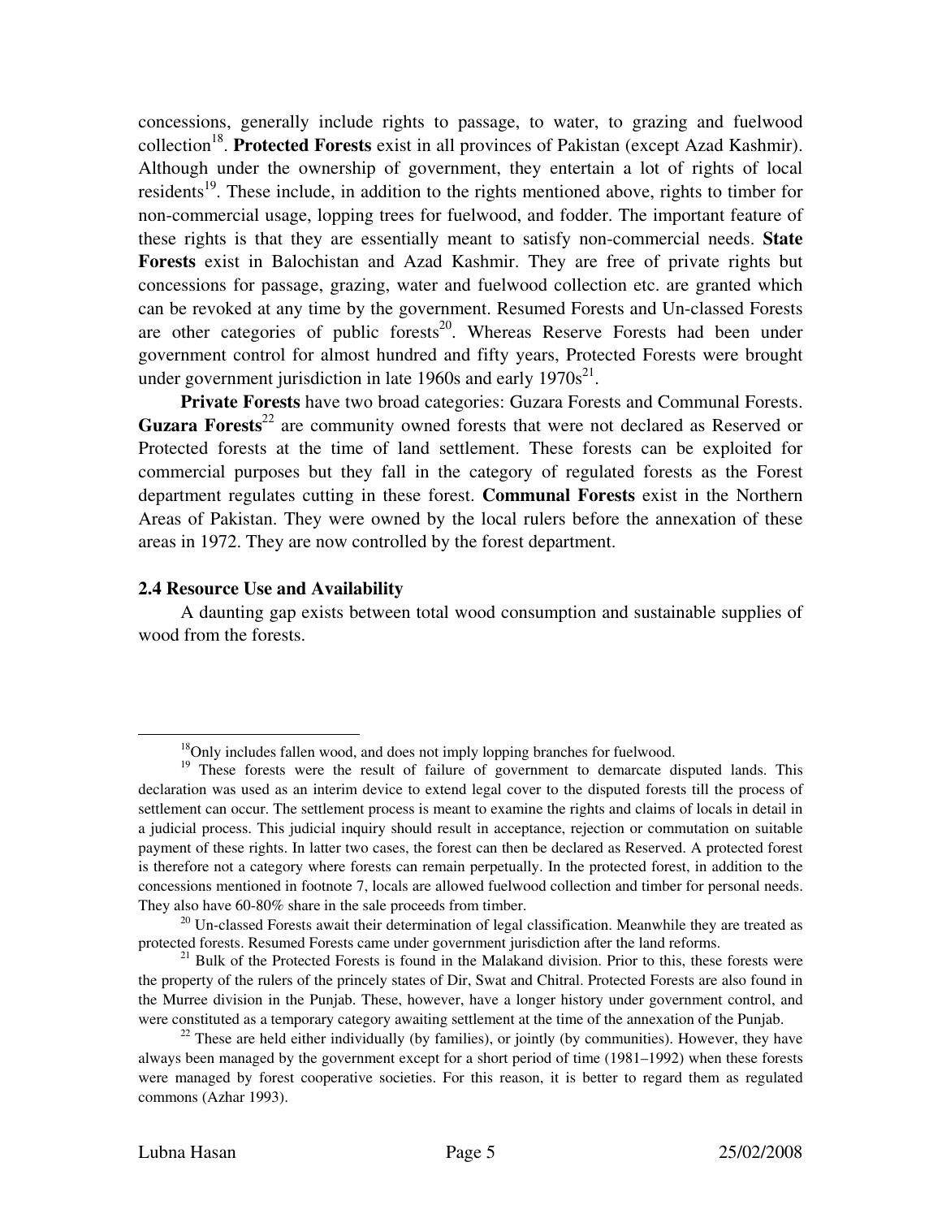concessions, generally include rights to passage, to water, to grazing and fuelwood collection[18]. **Protected Forests** exist in all provinces of Pakistan (except Azad Kashmir). Although under the ownership of government, they entertain a lot of rights of local residents[19]. These include, in addition to the rights mentioned above, rights to timber for non-commercial usage, lopping trees for fuelwood, and fodder. The important feature of these rights is that they are essentially meant to satisfy non-commercial needs. **State Forests** exist in Balochistan and Azad Kashmir. They are free of private rights but concessions for passage, grazing, water and fuelwood collection etc. are granted which can be revoked at any time by the government. Resumed Forests and Un-classed Forests are other categories of public forests[20]. Whereas Reserve Forests had been under government control for almost hundred and fifty years, Protected Forests were brought under government jurisdiction in late 1960s and early 1970s[21].

**Private Forests** have two broad categories: Guzara Forests and Communal Forests. **Guzara Forests**[22] are community owned forests that were not declared as Reserved or Protected forests at the time of land settlement. These forests can be exploited for commercial purposes but they fall in the category of regulated forests as the Forest department regulates cutting in these forest. **Communal Forests** exist in the Northern Areas of Pakistan. They were owned by the local rulers before the annexation of these areas in 1972. They are now controlled by the forest department.

### 2.4 Resource Use and Availability

A daunting gap exists between total wood consumption and sustainable supplies of wood from the forests.

---

[18] Only includes fallen wood, and does not imply lopping branches for fuelwood.

[19] These forests were the result of failure of government to demarcate disputed lands. This declaration was used as an interim device to extend legal cover to the disputed forests till the process of settlement can occur. The settlement process is meant to examine the rights and claims of locals in detail in a judicial process. This judicial inquiry should result in acceptance, rejection or commutation on suitable payment of these rights. In latter two cases, the forest can then be declared as Reserved. A protected forest is therefore not a category where forests can remain perpetually. In the protected forest, in addition to the concessions mentioned in footnote 7, locals are allowed fuelwood collection and timber for personal needs. They also have 60-80% share in the sale proceeds from timber.

[20] Un-classed Forests await their determination of legal classification. Meanwhile they are treated as protected forests. Resumed Forests came under government jurisdiction after the land reforms.

[21] Bulk of the Protected Forests is found in the Malakand division. Prior to this, these forests were the property of the rulers of the princely states of Dir, Swat and Chitral. Protected Forests are also found in the Murree division in the Punjab. These, however, have a longer history under government control, and were constituted as a temporary category awaiting settlement at the time of the annexation of the Punjab.

[22] These are held either individually (by families), or jointly (by communities). However, they have always been managed by the government except for a short period of time (1981–1992) when these forests were managed by forest cooperative societies. For this reason, it is better to regard them as regulated commons (Azhar 1993).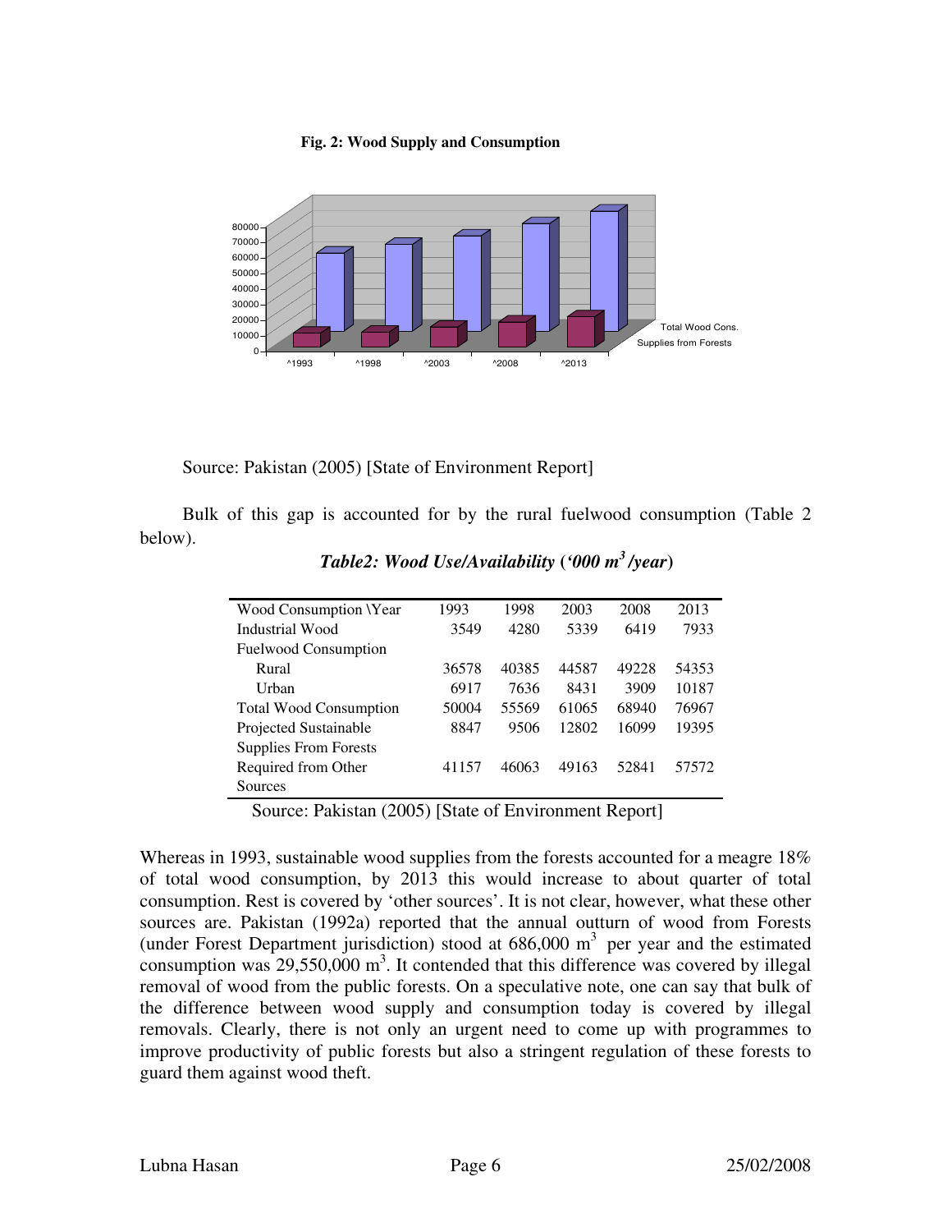**Fig. 2: Wood Supply and Consumption**

Source: Pakistan (2005) [State of Environment Report]

Bulk of this gap is accounted for by the rural fuelwood consumption (Table 2 below).

***Table2: Wood Use/Availability ('000 $m^3$/year)***

| Wood Consumption \Year | 1993 | 1998 | 2003 | 2008 | 2013 |
|---|---|---|---|---|---|
| Industrial Wood | 3549 | 4280 | 5339 | 6419 | 7933 |
| Fuelwood Consumption | | | | | |
| Rural | 36578 | 40385 | 44587 | 49228 | 54353 |
| Urban | 6917 | 7636 | 8431 | 3909 | 10187 |
| Total Wood Consumption | 50004 | 55569 | 61065 | 68940 | 76967 |
| Projected Sustainable Supplies From Forests | 8847 | 9506 | 12802 | 16099 | 19395 |
| Required from Other Sources | 41157 | 46063 | 49163 | 52841 | 57572 |

Source: Pakistan (2005) [State of Environment Report]

Whereas in 1993, sustainable wood supplies from the forests accounted for a meagre 18% of total wood consumption, by 2013 this would increase to about quarter of total consumption. Rest is covered by 'other sources'. It is not clear, however, what these other sources are. Pakistan (1992a) reported that the annual outturn of wood from Forests (under Forest Department jurisdiction) stood at 686,000 $m^3$ per year and the estimated consumption was 29,550,000 $m^3$. It contended that this difference was covered by illegal removal of wood from the public forests. On a speculative note, one can say that bulk of the difference between wood supply and consumption today is covered by illegal removals. Clearly, there is not only an urgent need to come up with programmes to improve productivity of public forests but also a stringent regulation of these forests to guard them against wood theft.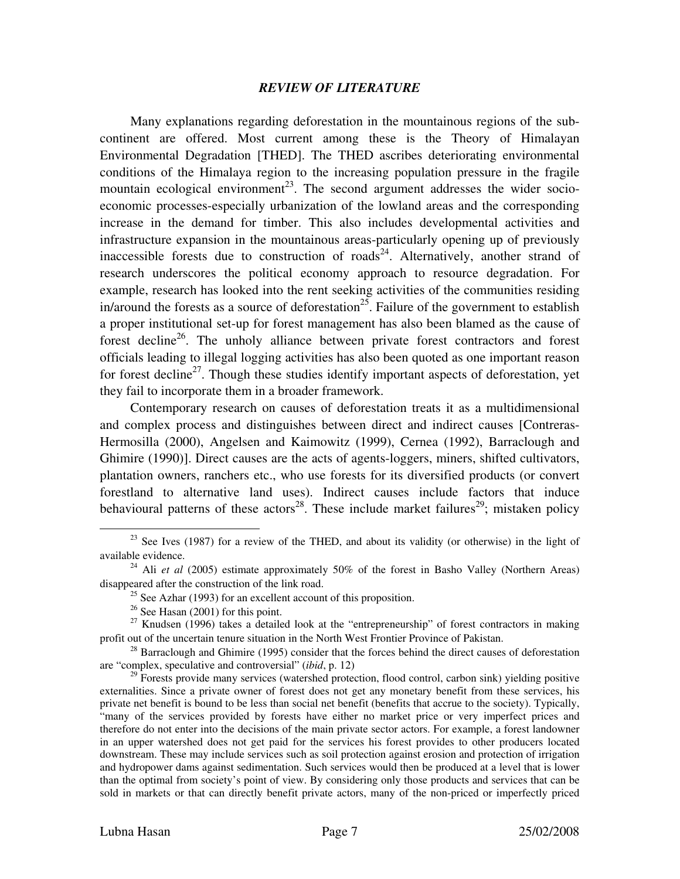## *REVIEW OF LITERATURE*

Many explanations regarding deforestation in the mountainous regions of the sub-continent are offered. Most current among these is the Theory of Himalayan Environmental Degradation [THED]. The THED ascribes deteriorating environmental conditions of the Himalaya region to the increasing population pressure in the fragile mountain ecological environment[23]. The second argument addresses the wider socio-economic processes-especially urbanization of the lowland areas and the corresponding increase in the demand for timber. This also includes developmental activities and infrastructure expansion in the mountainous areas-particularly opening up of previously inaccessible forests due to construction of roads[24]. Alternatively, another strand of research underscores the political economy approach to resource degradation. For example, research has looked into the rent seeking activities of the communities residing in/around the forests as a source of deforestation[25]. Failure of the government to establish a proper institutional set-up for forest management has also been blamed as the cause of forest decline[26]. The unholy alliance between private forest contractors and forest officials leading to illegal logging activities has also been quoted as one important reason for forest decline[27]. Though these studies identify important aspects of deforestation, yet they fail to incorporate them in a broader framework.

Contemporary research on causes of deforestation treats it as a multidimensional and complex process and distinguishes between direct and indirect causes [Contreras-Hermosilla (2000), Angelsen and Kaimowitz (1999), Cernea (1992), Barraclough and Ghimire (1990)]. Direct causes are the acts of agents-loggers, miners, shifted cultivators, plantation owners, ranchers etc., who use forests for its diversified products (or convert forestland to alternative land uses). Indirect causes include factors that induce behavioural patterns of these actors[28]. These include market failures[29]; mistaken policy

---

[23] See Ives (1987) for a review of the THED, and about its validity (or otherwise) in the light of available evidence.

[24] Ali *et al* (2005) estimate approximately 50% of the forest in Basho Valley (Northern Areas) disappeared after the construction of the link road.

[25] See Azhar (1993) for an excellent account of this proposition.

[26] See Hasan (2001) for this point.

[27] Knudsen (1996) takes a detailed look at the "entrepreneurship" of forest contractors in making profit out of the uncertain tenure situation in the North West Frontier Province of Pakistan.

[28] Barraclough and Ghimire (1995) consider that the forces behind the direct causes of deforestation are "complex, speculative and controversial" (*ibid*, p. 12)

[29] Forests provide many services (watershed protection, flood control, carbon sink) yielding positive externalities. Since a private owner of forest does not get any monetary benefit from these services, his private net benefit is bound to be less than social net benefit (benefits that accrue to the society). Typically, "many of the services provided by forests have either no market price or very imperfect prices and therefore do not enter into the decisions of the main private sector actors. For example, a forest landowner in an upper watershed does not get paid for the services his forest provides to other producers located downstream. These may include services such as soil protection against erosion and protection of irrigation and hydropower dams against sedimentation. Such services would then be produced at a level that is lower than the optimal from society's point of view. By considering only those products and services that can be sold in markets or that can directly benefit private actors, many of the non-priced or imperfectly priced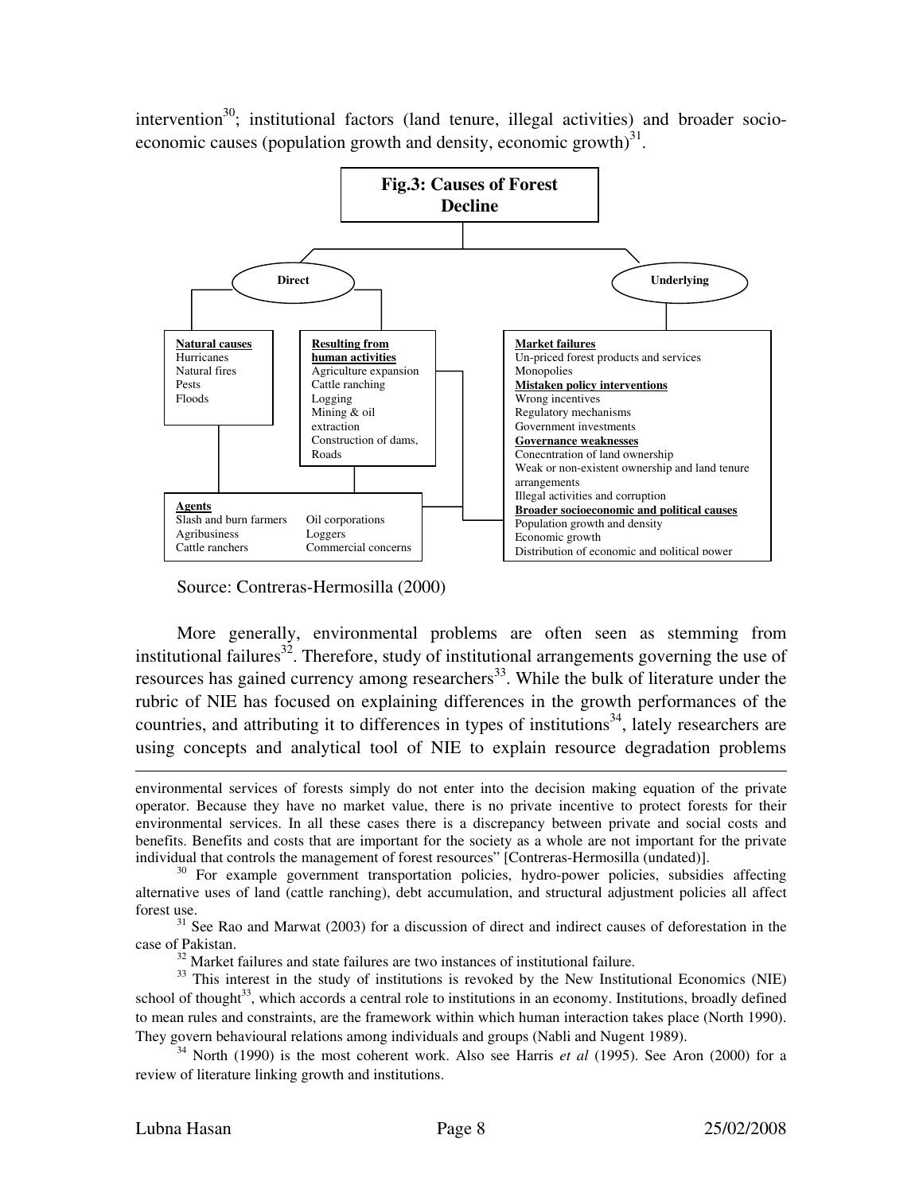intervention[30]; institutional factors (land tenure, illegal activities) and broader socio-economic causes (population growth and density, economic growth)[31].

**Fig.3: Causes of Forest Decline**

**Direct**

**Natural causes**
Hurricanes
Natural fires
Pests
Floods

**Resulting from human activities**
Agriculture expansion
Cattle ranching
Logging
Mining & oil extraction
Construction of dams, Roads

**Agents**
Slash and burn farmers
Agribusiness
Cattle ranchers
Oil corporations
Loggers
Commercial concerns

**Underlying**

**Market failures**
Un-priced forest products and services
Monopolies
**Mistaken policy interventions**
Wrong incentives
Regulatory mechanisms
Government investments
**Governance weaknesses**
Conecntration of land ownership
Weak or non-existent ownership and land tenure arrangements
Illegal activities and corruption
**Broader socioeconomic and political causes**
Population growth and density
Economic growth
Distribution of economic and political power

Source: Contreras-Hermosilla (2000)

More generally, environmental problems are often seen as stemming from institutional failures[32]. Therefore, study of institutional arrangements governing the use of resources has gained currency among researchers[33]. While the bulk of literature under the rubric of NIE has focused on explaining differences in the growth performances of the countries, and attributing it to differences in types of institutions[34], lately researchers are using concepts and analytical tool of NIE to explain resource degradation problems

---

environmental services of forests simply do not enter into the decision making equation of the private operator. Because they have no market value, there is no private incentive to protect forests for their environmental services. In all these cases there is a discrepancy between private and social costs and benefits. Benefits and costs that are important for the society as a whole are not important for the private individual that controls the management of forest resources" [Contreras-Hermosilla (undated)].

[30] For example government transportation policies, hydro-power policies, subsidies affecting alternative uses of land (cattle ranching), debt accumulation, and structural adjustment policies all affect forest use.

[31] See Rao and Marwat (2003) for a discussion of direct and indirect causes of deforestation in the case of Pakistan.

[32] Market failures and state failures are two instances of institutional failure.

[33] This interest in the study of institutions is revoked by the New Institutional Economics (NIE) school of thought[33], which accords a central role to institutions in an economy. Institutions, broadly defined to mean rules and constraints, are the framework within which human interaction takes place (North 1990). They govern behavioural relations among individuals and groups (Nabli and Nugent 1989).

[34] North (1990) is the most coherent work. Also see Harris *et al* (1995). See Aron (2000) for a review of literature linking growth and institutions.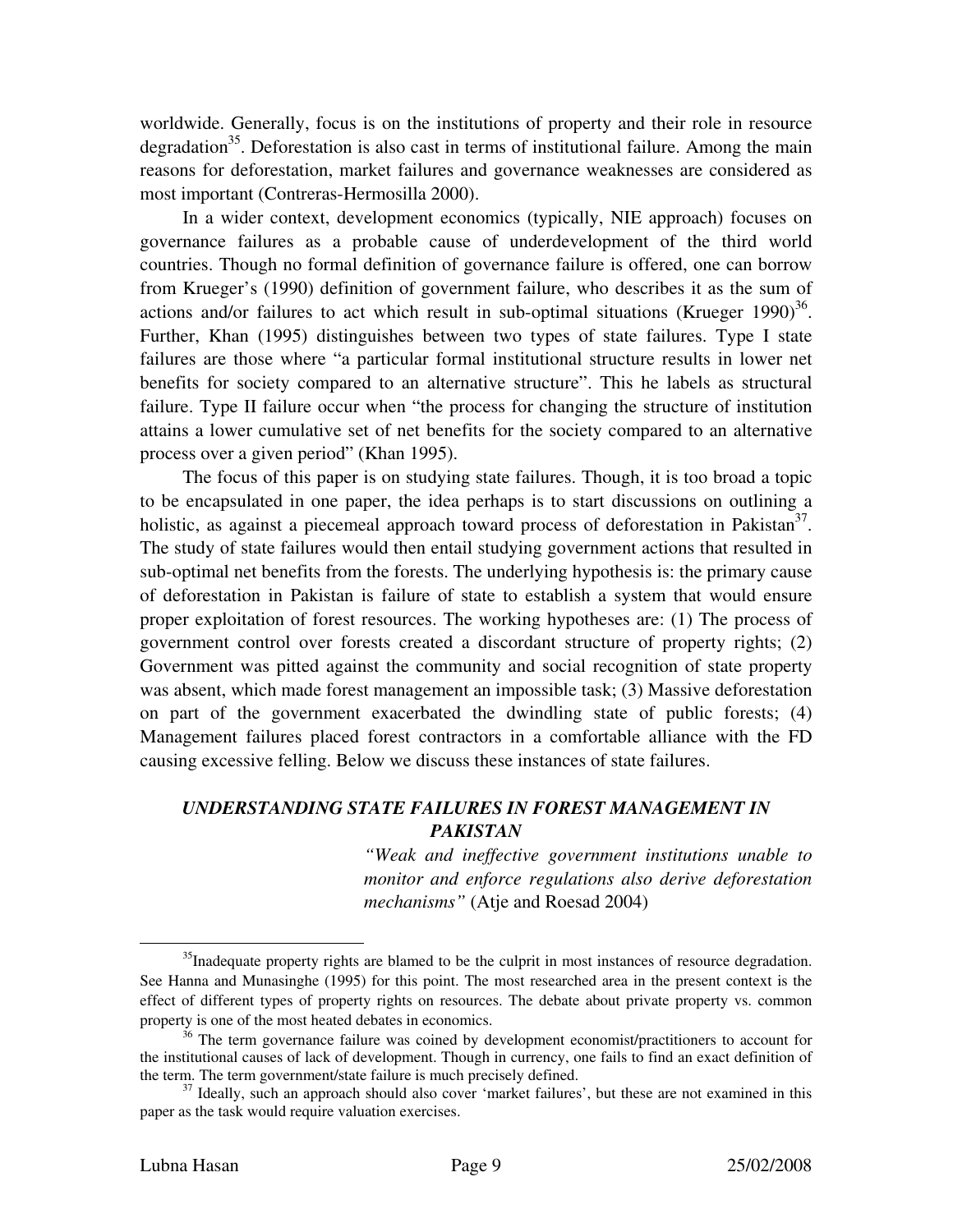worldwide. Generally, focus is on the institutions of property and their role in resource degradation[35]. Deforestation is also cast in terms of institutional failure. Among the main reasons for deforestation, market failures and governance weaknesses are considered as most important (Contreras-Hermosilla 2000).

In a wider context, development economics (typically, NIE approach) focuses on governance failures as a probable cause of underdevelopment of the third world countries. Though no formal definition of governance failure is offered, one can borrow from Krueger's (1990) definition of government failure, who describes it as the sum of actions and/or failures to act which result in sub-optimal situations (Krueger 1990)[36]. Further, Khan (1995) distinguishes between two types of state failures. Type I state failures are those where "a particular formal institutional structure results in lower net benefits for society compared to an alternative structure". This he labels as structural failure. Type II failure occur when "the process for changing the structure of institution attains a lower cumulative set of net benefits for the society compared to an alternative process over a given period" (Khan 1995).

The focus of this paper is on studying state failures. Though, it is too broad a topic to be encapsulated in one paper, the idea perhaps is to start discussions on outlining a holistic, as against a piecemeal approach toward process of deforestation in Pakistan[37]. The study of state failures would then entail studying government actions that resulted in sub-optimal net benefits from the forests. The underlying hypothesis is: the primary cause of deforestation in Pakistan is failure of state to establish a system that would ensure proper exploitation of forest resources. The working hypotheses are: (1) The process of government control over forests created a discordant structure of property rights; (2) Government was pitted against the community and social recognition of state property was absent, which made forest management an impossible task; (3) Massive deforestation on part of the government exacerbated the dwindling state of public forests; (4) Management failures placed forest contractors in a comfortable alliance with the FD causing excessive felling. Below we discuss these instances of state failures.

## *UNDERSTANDING STATE FAILURES IN FOREST MANAGEMENT IN PAKISTAN*

> *"Weak and ineffective government institutions unable to monitor and enforce regulations also derive deforestation mechanisms"* (Atje and Roesad 2004)

---

[35] Inadequate property rights are blamed to be the culprit in most instances of resource degradation. See Hanna and Munasinghe (1995) for this point. The most researched area in the present context is the effect of different types of property rights on resources. The debate about private property vs. common property is one of the most heated debates in economics.

[36] The term governance failure was coined by development economist/practitioners to account for the institutional causes of lack of development. Though in currency, one fails to find an exact definition of the term. The term government/state failure is much precisely defined.

[37] Ideally, such an approach should also cover 'market failures', but these are not examined in this paper as the task would require valuation exercises.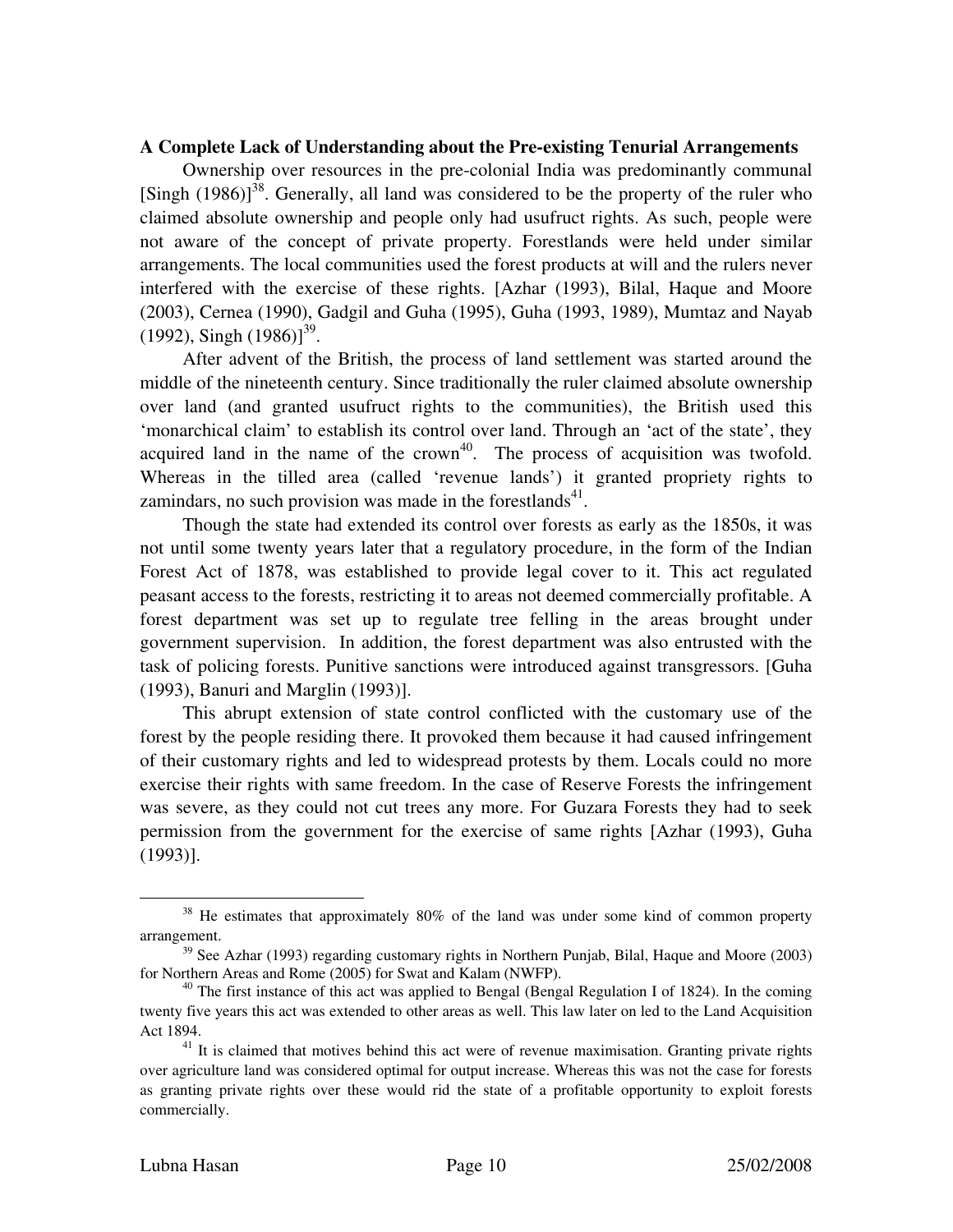**A Complete Lack of Understanding about the Pre-existing Tenurial Arrangements**

Ownership over resources in the pre-colonial India was predominantly communal [Singh (1986)][38]. Generally, all land was considered to be the property of the ruler who claimed absolute ownership and people only had usufruct rights. As such, people were not aware of the concept of private property. Forestlands were held under similar arrangements. The local communities used the forest products at will and the rulers never interfered with the exercise of these rights. [Azhar (1993), Bilal, Haque and Moore (2003), Cernea (1990), Gadgil and Guha (1995), Guha (1993, 1989), Mumtaz and Nayab (1992), Singh (1986)][39].

After advent of the British, the process of land settlement was started around the middle of the nineteenth century. Since traditionally the ruler claimed absolute ownership over land (and granted usufruct rights to the communities), the British used this 'monarchical claim' to establish its control over land. Through an 'act of the state', they acquired land in the name of the crown[40]. The process of acquisition was twofold. Whereas in the tilled area (called 'revenue lands') it granted propriety rights to zamindars, no such provision was made in the forestlands[41].

Though the state had extended its control over forests as early as the 1850s, it was not until some twenty years later that a regulatory procedure, in the form of the Indian Forest Act of 1878, was established to provide legal cover to it. This act regulated peasant access to the forests, restricting it to areas not deemed commercially profitable. A forest department was set up to regulate tree felling in the areas brought under government supervision. In addition, the forest department was also entrusted with the task of policing forests. Punitive sanctions were introduced against transgressors. [Guha (1993), Banuri and Marglin (1993)].

This abrupt extension of state control conflicted with the customary use of the forest by the people residing there. It provoked them because it had caused infringement of their customary rights and led to widespread protests by them. Locals could no more exercise their rights with same freedom. In the case of Reserve Forests the infringement was severe, as they could not cut trees any more. For Guzara Forests they had to seek permission from the government for the exercise of same rights [Azhar (1993), Guha (1993)].

---

[38] He estimates that approximately 80% of the land was under some kind of common property arrangement.

[39] See Azhar (1993) regarding customary rights in Northern Punjab, Bilal, Haque and Moore (2003) for Northern Areas and Rome (2005) for Swat and Kalam (NWFP).

[40] The first instance of this act was applied to Bengal (Bengal Regulation I of 1824). In the coming twenty five years this act was extended to other areas as well. This law later on led to the Land Acquisition Act 1894.

[41] It is claimed that motives behind this act were of revenue maximisation. Granting private rights over agriculture land was considered optimal for output increase. Whereas this was not the case for forests as granting private rights over these would rid the state of a profitable opportunity to exploit forests commercially.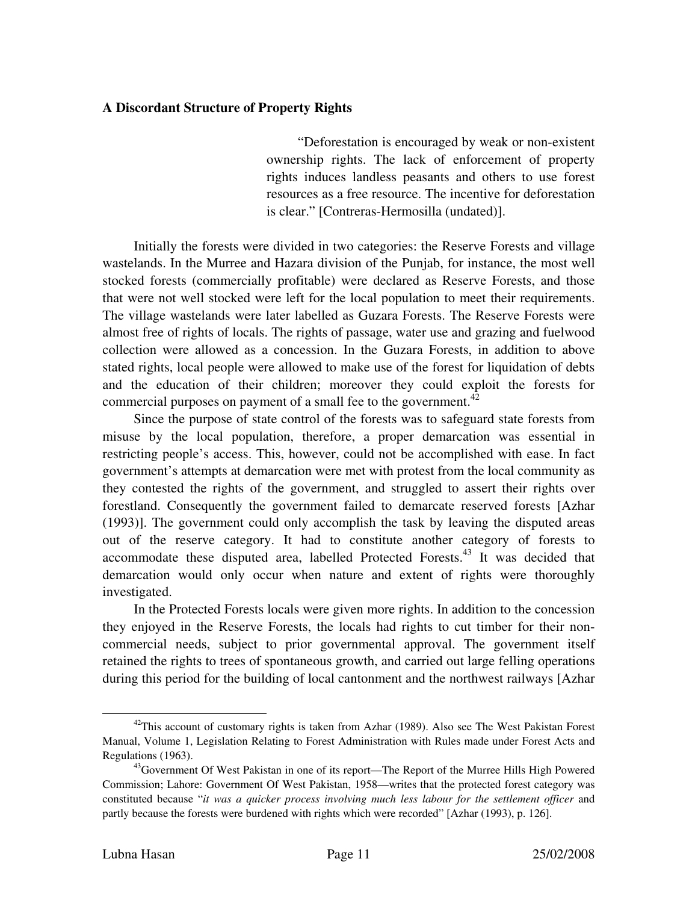**A Discordant Structure of Property Rights**

> "Deforestation is encouraged by weak or non-existent ownership rights. The lack of enforcement of property rights induces landless peasants and others to use forest resources as a free resource. The incentive for deforestation is clear." [Contreras-Hermosilla (undated)].

Initially the forests were divided in two categories: the Reserve Forests and village wastelands. In the Murree and Hazara division of the Punjab, for instance, the most well stocked forests (commercially profitable) were declared as Reserve Forests, and those that were not well stocked were left for the local population to meet their requirements. The village wastelands were later labelled as Guzara Forests. The Reserve Forests were almost free of rights of locals. The rights of passage, water use and grazing and fuelwood collection were allowed as a concession. In the Guzara Forests, in addition to above stated rights, local people were allowed to make use of the forest for liquidation of debts and the education of their children; moreover they could exploit the forests for commercial purposes on payment of a small fee to the government.[42]

Since the purpose of state control of the forests was to safeguard state forests from misuse by the local population, therefore, a proper demarcation was essential in restricting people's access. This, however, could not be accomplished with ease. In fact government's attempts at demarcation were met with protest from the local community as they contested the rights of the government, and struggled to assert their rights over forestland. Consequently the government failed to demarcate reserved forests [Azhar (1993)]. The government could only accomplish the task by leaving the disputed areas out of the reserve category. It had to constitute another category of forests to accommodate these disputed area, labelled Protected Forests.[43] It was decided that demarcation would only occur when nature and extent of rights were thoroughly investigated.

In the Protected Forests locals were given more rights. In addition to the concession they enjoyed in the Reserve Forests, the locals had rights to cut timber for their non-commercial needs, subject to prior governmental approval. The government itself retained the rights to trees of spontaneous growth, and carried out large felling operations during this period for the building of local cantonment and the northwest railways [Azhar

---

[42] This account of customary rights is taken from Azhar (1989). Also see The West Pakistan Forest Manual, Volume 1, Legislation Relating to Forest Administration with Rules made under Forest Acts and Regulations (1963).

[43] Government Of West Pakistan in one of its report—The Report of the Murree Hills High Powered Commission; Lahore: Government Of West Pakistan, 1958—writes that the protected forest category was constituted because "*it was a quicker process involving much less labour for the settlement officer* and partly because the forests were burdened with rights which were recorded" [Azhar (1993), p. 126].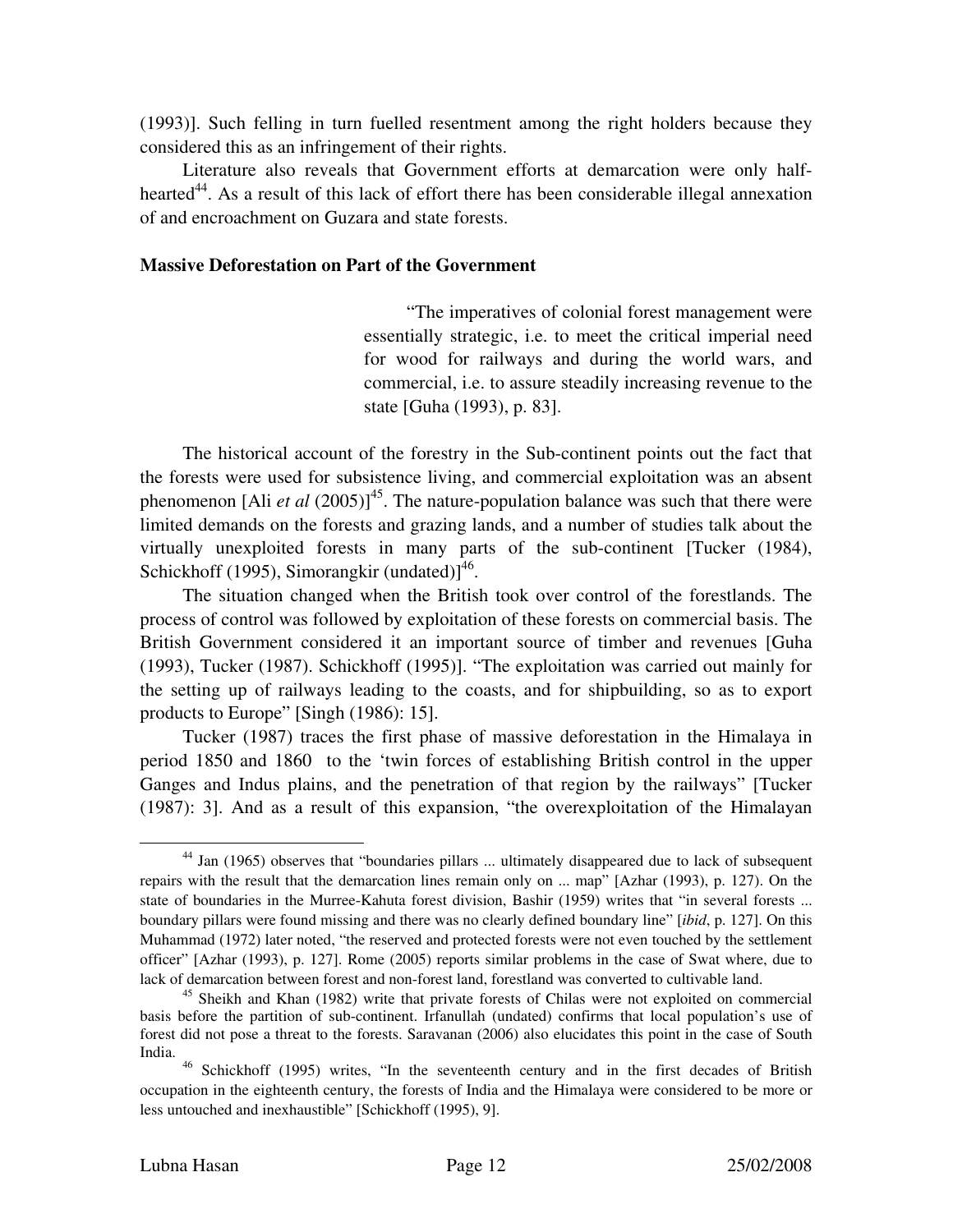(1993)]. Such felling in turn fuelled resentment among the right holders because they considered this as an infringement of their rights.

Literature also reveals that Government efforts at demarcation were only half-hearted[44]. As a result of this lack of effort there has been considerable illegal annexation of and encroachment on Guzara and state forests.

**Massive Deforestation on Part of the Government**

> "The imperatives of colonial forest management were essentially strategic, i.e. to meet the critical imperial need for wood for railways and during the world wars, and commercial, i.e. to assure steadily increasing revenue to the state [Guha (1993), p. 83].

The historical account of the forestry in the Sub-continent points out the fact that the forests were used for subsistence living, and commercial exploitation was an absent phenomenon [Ali *et al* (2005)][45]. The nature-population balance was such that there were limited demands on the forests and grazing lands, and a number of studies talk about the virtually unexploited forests in many parts of the sub-continent [Tucker (1984), Schickhoff (1995), Simorangkir (undated)][46].

The situation changed when the British took over control of the forestlands. The process of control was followed by exploitation of these forests on commercial basis. The British Government considered it an important source of timber and revenues [Guha (1993), Tucker (1987). Schickhoff (1995)]. "The exploitation was carried out mainly for the setting up of railways leading to the coasts, and for shipbuilding, so as to export products to Europe" [Singh (1986): 15].

Tucker (1987) traces the first phase of massive deforestation in the Himalaya in period 1850 and 1860 to the 'twin forces of establishing British control in the upper Ganges and Indus plains, and the penetration of that region by the railways" [Tucker (1987): 3]. And as a result of this expansion, "the overexploitation of the Himalayan

---

[44] Jan (1965) observes that "boundaries pillars ... ultimately disappeared due to lack of subsequent repairs with the result that the demarcation lines remain only on ... map" [Azhar (1993), p. 127). On the state of boundaries in the Murree-Kahuta forest division, Bashir (1959) writes that "in several forests ... boundary pillars were found missing and there was no clearly defined boundary line" [*ibid*, p. 127]. On this Muhammad (1972) later noted, "the reserved and protected forests were not even touched by the settlement officer" [Azhar (1993), p. 127]. Rome (2005) reports similar problems in the case of Swat where, due to lack of demarcation between forest and non-forest land, forestland was converted to cultivable land.

[45] Sheikh and Khan (1982) write that private forests of Chilas were not exploited on commercial basis before the partition of sub-continent. Irfanullah (undated) confirms that local population's use of forest did not pose a threat to the forests. Saravanan (2006) also elucidates this point in the case of South India.

[46] Schickhoff (1995) writes, "In the seventeenth century and in the first decades of British occupation in the eighteenth century, the forests of India and the Himalaya were considered to be more or less untouched and inexhaustible" [Schickhoff (1995), 9].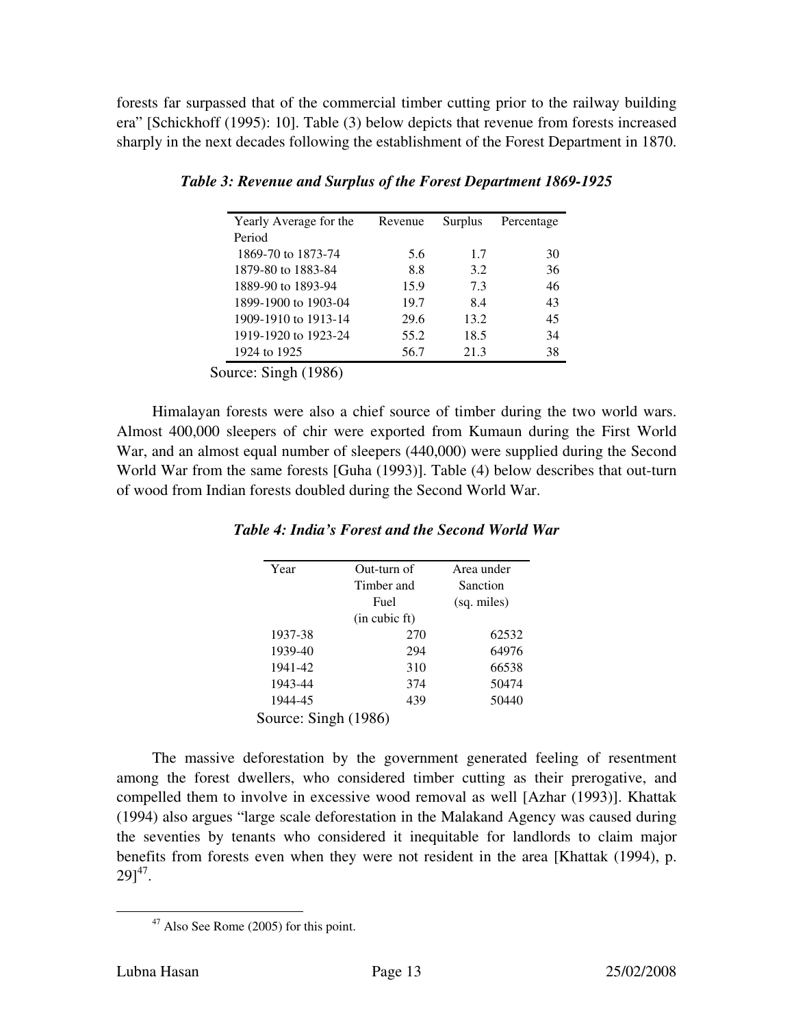forests far surpassed that of the commercial timber cutting prior to the railway building era" [Schickhoff (1995): 10]. Table (3) below depicts that revenue from forests increased sharply in the next decades following the establishment of the Forest Department in 1870.

***Table 3: Revenue and Surplus of the Forest Department 1869-1925***

| Yearly Average for the Period | Revenue | Surplus | Percentage |
|---|---|---|---|
| 1869-70 to 1873-74 | 5.6 | 1.7 | 30 |
| 1879-80 to 1883-84 | 8.8 | 3.2 | 36 |
| 1889-90 to 1893-94 | 15.9 | 7.3 | 46 |
| 1899-1900 to 1903-04 | 19.7 | 8.4 | 43 |
| 1909-1910 to 1913-14 | 29.6 | 13.2 | 45 |
| 1919-1920 to 1923-24 | 55.2 | 18.5 | 34 |
| 1924 to 1925 | 56.7 | 21.3 | 38 |

Source: Singh (1986)

Himalayan forests were also a chief source of timber during the two world wars. Almost 400,000 sleepers of chir were exported from Kumaun during the First World War, and an almost equal number of sleepers (440,000) were supplied during the Second World War from the same forests [Guha (1993)]. Table (4) below describes that out-turn of wood from Indian forests doubled during the Second World War.

***Table 4: India's Forest and the Second World War***

| Year | Out-turn of Timber and Fuel (in cubic ft) | Area under Sanction (sq. miles) |
|---|---|---|
| 1937-38 | 270 | 62532 |
| 1939-40 | 294 | 64976 |
| 1941-42 | 310 | 66538 |
| 1943-44 | 374 | 50474 |
| 1944-45 | 439 | 50440 |

Source: Singh (1986)

The massive deforestation by the government generated feeling of resentment among the forest dwellers, who considered timber cutting as their prerogative, and compelled them to involve in excessive wood removal as well [Azhar (1993)]. Khattak (1994) also argues "large scale deforestation in the Malakand Agency was caused during the seventies by tenants who considered it inequitable for landlords to claim major benefits from forests even when they were not resident in the area [Khattak (1994), p. 29][47].

[47] Also See Rome (2005) for this point.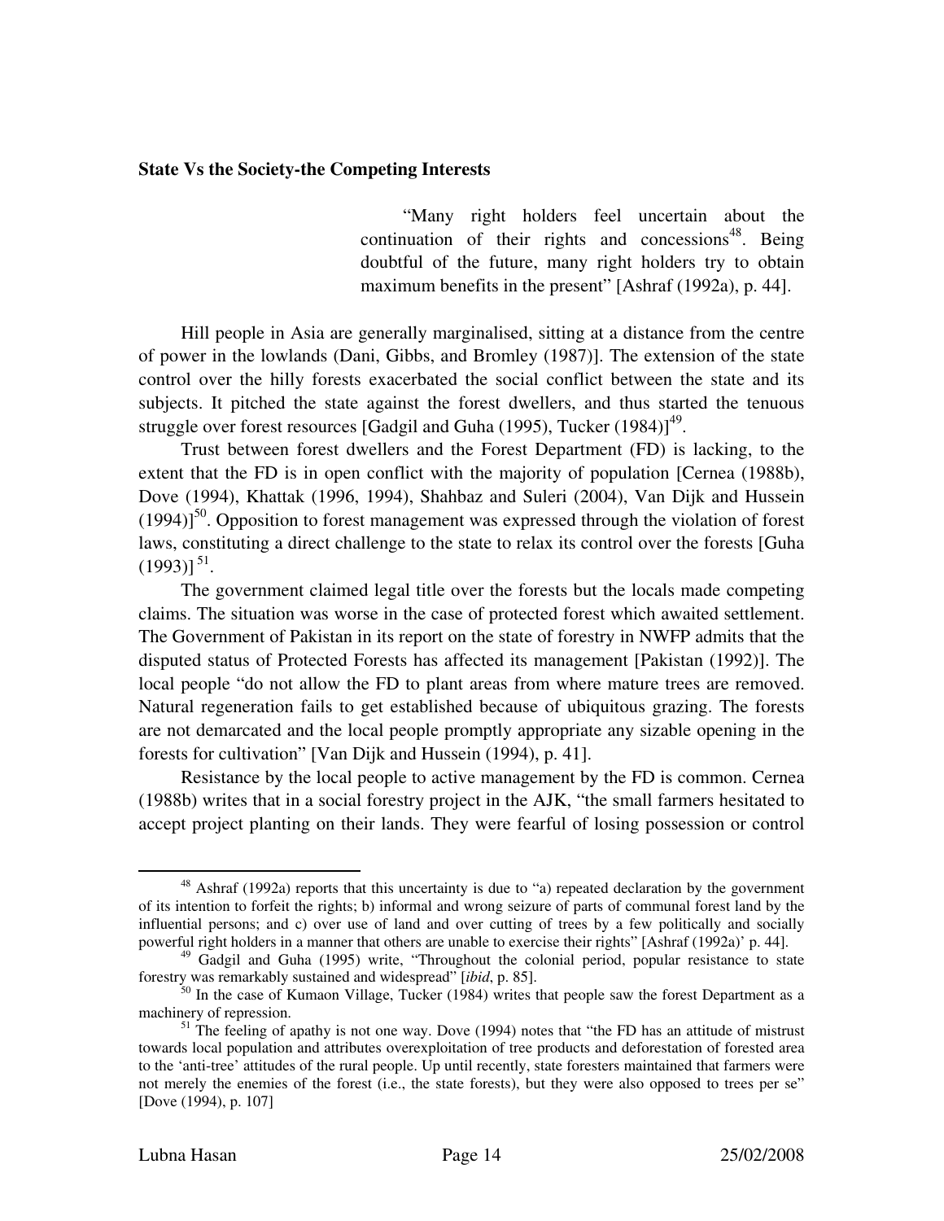**State Vs the Society-the Competing Interests**

> "Many right holders feel uncertain about the continuation of their rights and concessions[48]. Being doubtful of the future, many right holders try to obtain maximum benefits in the present" [Ashraf (1992a), p. 44].

Hill people in Asia are generally marginalised, sitting at a distance from the centre of power in the lowlands (Dani, Gibbs, and Bromley (1987)]. The extension of the state control over the hilly forests exacerbated the social conflict between the state and its subjects. It pitched the state against the forest dwellers, and thus started the tenuous struggle over forest resources [Gadgil and Guha (1995), Tucker (1984)][49].

Trust between forest dwellers and the Forest Department (FD) is lacking, to the extent that the FD is in open conflict with the majority of population [Cernea (1988b), Dove (1994), Khattak (1996, 1994), Shahbaz and Suleri (2004), Van Dijk and Hussein (1994)][50]. Opposition to forest management was expressed through the violation of forest laws, constituting a direct challenge to the state to relax its control over the forests [Guha (1993)] [51].

The government claimed legal title over the forests but the locals made competing claims. The situation was worse in the case of protected forest which awaited settlement. The Government of Pakistan in its report on the state of forestry in NWFP admits that the disputed status of Protected Forests has affected its management [Pakistan (1992)]. The local people "do not allow the FD to plant areas from where mature trees are removed. Natural regeneration fails to get established because of ubiquitous grazing. The forests are not demarcated and the local people promptly appropriate any sizable opening in the forests for cultivation" [Van Dijk and Hussein (1994), p. 41].

Resistance by the local people to active management by the FD is common. Cernea (1988b) writes that in a social forestry project in the AJK, "the small farmers hesitated to accept project planting on their lands. They were fearful of losing possession or control

---

[48] Ashraf (1992a) reports that this uncertainty is due to "a) repeated declaration by the government of its intention to forfeit the rights; b) informal and wrong seizure of parts of communal forest land by the influential persons; and c) over use of land and over cutting of trees by a few politically and socially powerful right holders in a manner that others are unable to exercise their rights" [Ashraf (1992a)' p. 44].

[49] Gadgil and Guha (1995) write, "Throughout the colonial period, popular resistance to state forestry was remarkably sustained and widespread" [*ibid*, p. 85].

[50] In the case of Kumaon Village, Tucker (1984) writes that people saw the forest Department as a machinery of repression.

[51] The feeling of apathy is not one way. Dove (1994) notes that "the FD has an attitude of mistrust towards local population and attributes overexploitation of tree products and deforestation of forested area to the 'anti-tree' attitudes of the rural people. Up until recently, state foresters maintained that farmers were not merely the enemies of the forest (i.e., the state forests), but they were also opposed to trees per se" [Dove (1994), p. 107]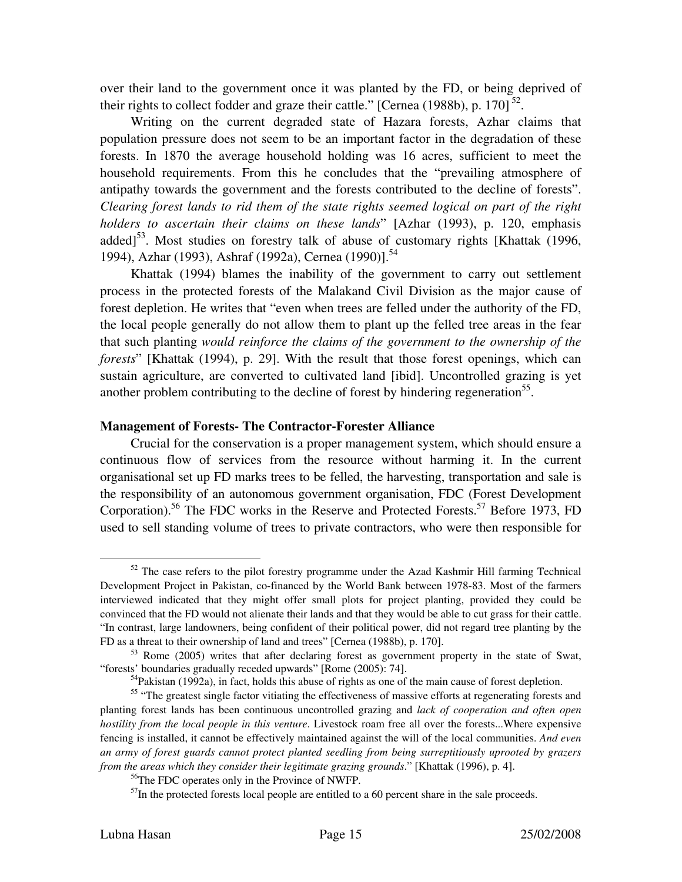over their land to the government once it was planted by the FD, or being deprived of their rights to collect fodder and graze their cattle." [Cernea (1988b), p. 170] [52].

Writing on the current degraded state of Hazara forests, Azhar claims that population pressure does not seem to be an important factor in the degradation of these forests. In 1870 the average household holding was 16 acres, sufficient to meet the household requirements. From this he concludes that the "prevailing atmosphere of antipathy towards the government and the forests contributed to the decline of forests". *Clearing forest lands to rid them of the state rights seemed logical on part of the right holders to ascertain their claims on these lands*" [Azhar (1993), p. 120, emphasis added][53]. Most studies on forestry talk of abuse of customary rights [Khattak (1996, 1994), Azhar (1993), Ashraf (1992a), Cernea (1990)].[54]

Khattak (1994) blames the inability of the government to carry out settlement process in the protected forests of the Malakand Civil Division as the major cause of forest depletion. He writes that "even when trees are felled under the authority of the FD, the local people generally do not allow them to plant up the felled tree areas in the fear that such planting *would reinforce the claims of the government to the ownership of the forests*" [Khattak (1994), p. 29]. With the result that those forest openings, which can sustain agriculture, are converted to cultivated land [ibid]. Uncontrolled grazing is yet another problem contributing to the decline of forest by hindering regeneration[55].

**Management of Forests- The Contractor-Forester Alliance**

Crucial for the conservation is a proper management system, which should ensure a continuous flow of services from the resource without harming it. In the current organisational set up FD marks trees to be felled, the harvesting, transportation and sale is the responsibility of an autonomous government organisation, FDC (Forest Development Corporation).[56] The FDC works in the Reserve and Protected Forests.[57] Before 1973, FD used to sell standing volume of trees to private contractors, who were then responsible for

---

[52] The case refers to the pilot forestry programme under the Azad Kashmir Hill farming Technical Development Project in Pakistan, co-financed by the World Bank between 1978-83. Most of the farmers interviewed indicated that they might offer small plots for project planting, provided they could be convinced that the FD would not alienate their lands and that they would be able to cut grass for their cattle. "In contrast, large landowners, being confident of their political power, did not regard tree planting by the FD as a threat to their ownership of land and trees" [Cernea (1988b), p. 170].

[53] Rome (2005) writes that after declaring forest as government property in the state of Swat, "forests' boundaries gradually receded upwards" [Rome (2005): 74].

[54] Pakistan (1992a), in fact, holds this abuse of rights as one of the main cause of forest depletion.

[55] "The greatest single factor vitiating the effectiveness of massive efforts at regenerating forests and planting forest lands has been continuous uncontrolled grazing and *lack of cooperation and often open hostility from the local people in this venture*. Livestock roam free all over the forests...Where expensive fencing is installed, it cannot be effectively maintained against the will of the local communities. *And even an army of forest guards cannot protect planted seedling from being surreptitiously uprooted by grazers from the areas which they consider their legitimate grazing grounds*." [Khattak (1996), p. 4].

[56] The FDC operates only in the Province of NWFP.

[57] In the protected forests local people are entitled to a 60 percent share in the sale proceeds.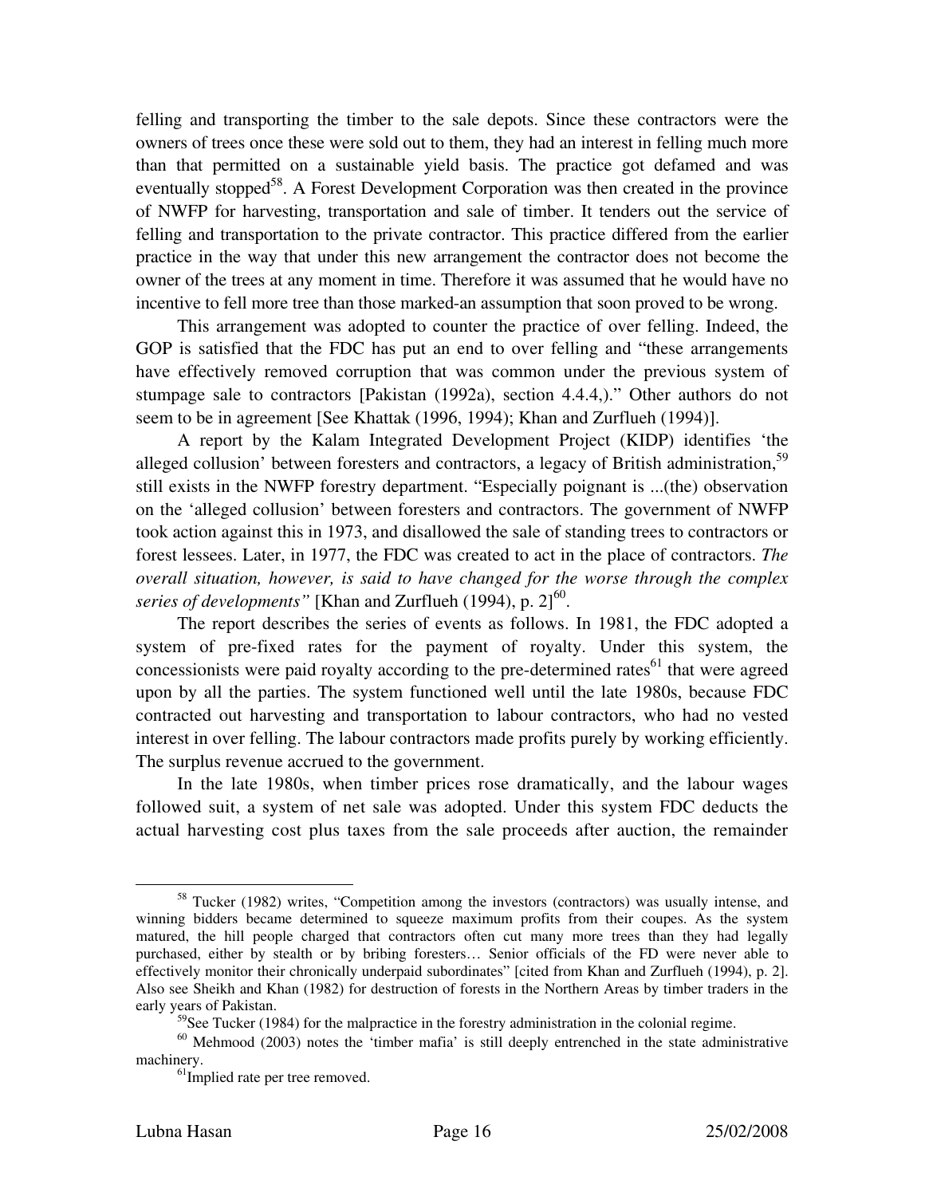felling and transporting the timber to the sale depots. Since these contractors were the owners of trees once these were sold out to them, they had an interest in felling much more than that permitted on a sustainable yield basis. The practice got defamed and was eventually stopped[58]. A Forest Development Corporation was then created in the province of NWFP for harvesting, transportation and sale of timber. It tenders out the service of felling and transportation to the private contractor. This practice differed from the earlier practice in the way that under this new arrangement the contractor does not become the owner of the trees at any moment in time. Therefore it was assumed that he would have no incentive to fell more tree than those marked-an assumption that soon proved to be wrong.

This arrangement was adopted to counter the practice of over felling. Indeed, the GOP is satisfied that the FDC has put an end to over felling and "these arrangements have effectively removed corruption that was common under the previous system of stumpage sale to contractors [Pakistan (1992a), section 4.4.4,)." Other authors do not seem to be in agreement [See Khattak (1996, 1994); Khan and Zurflueh (1994)].

A report by the Kalam Integrated Development Project (KIDP) identifies 'the alleged collusion' between foresters and contractors, a legacy of British administration,[59] still exists in the NWFP forestry department. "Especially poignant is ...(the) observation on the 'alleged collusion' between foresters and contractors. The government of NWFP took action against this in 1973, and disallowed the sale of standing trees to contractors or forest lessees. Later, in 1977, the FDC was created to act in the place of contractors. *The overall situation, however, is said to have changed for the worse through the complex series of developments"* [Khan and Zurflueh (1994), p. 2][60].

The report describes the series of events as follows. In 1981, the FDC adopted a system of pre-fixed rates for the payment of royalty. Under this system, the concessionists were paid royalty according to the pre-determined rates[61] that were agreed upon by all the parties. The system functioned well until the late 1980s, because FDC contracted out harvesting and transportation to labour contractors, who had no vested interest in over felling. The labour contractors made profits purely by working efficiently. The surplus revenue accrued to the government.

In the late 1980s, when timber prices rose dramatically, and the labour wages followed suit, a system of net sale was adopted. Under this system FDC deducts the actual harvesting cost plus taxes from the sale proceeds after auction, the remainder

---

[58] Tucker (1982) writes, "Competition among the investors (contractors) was usually intense, and winning bidders became determined to squeeze maximum profits from their coupes. As the system matured, the hill people charged that contractors often cut many more trees than they had legally purchased, either by stealth or by bribing foresters… Senior officials of the FD were never able to effectively monitor their chronically underpaid subordinates" [cited from Khan and Zurflueh (1994), p. 2]. Also see Sheikh and Khan (1982) for destruction of forests in the Northern Areas by timber traders in the early years of Pakistan.

[59] See Tucker (1984) for the malpractice in the forestry administration in the colonial regime.

[60] Mehmood (2003) notes the 'timber mafia' is still deeply entrenched in the state administrative machinery.

[61] Implied rate per tree removed.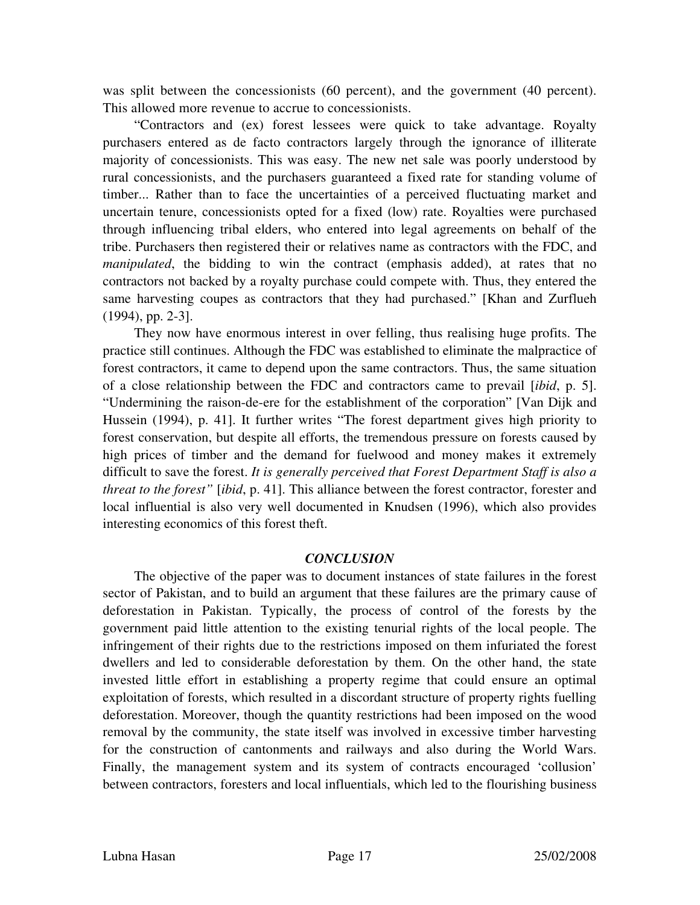was split between the concessionists (60 percent), and the government (40 percent). This allowed more revenue to accrue to concessionists.

"Contractors and (ex) forest lessees were quick to take advantage. Royalty purchasers entered as de facto contractors largely through the ignorance of illiterate majority of concessionists. This was easy. The new net sale was poorly understood by rural concessionists, and the purchasers guaranteed a fixed rate for standing volume of timber... Rather than to face the uncertainties of a perceived fluctuating market and uncertain tenure, concessionists opted for a fixed (low) rate. Royalties were purchased through influencing tribal elders, who entered into legal agreements on behalf of the tribe. Purchasers then registered their or relatives name as contractors with the FDC, and *manipulated*, the bidding to win the contract (emphasis added), at rates that no contractors not backed by a royalty purchase could compete with. Thus, they entered the same harvesting coupes as contractors that they had purchased." [Khan and Zurflueh (1994), pp. 2-3].

They now have enormous interest in over felling, thus realising huge profits. The practice still continues. Although the FDC was established to eliminate the malpractice of forest contractors, it came to depend upon the same contractors. Thus, the same situation of a close relationship between the FDC and contractors came to prevail [*ibid*, p. 5]. "Undermining the raison-de-ere for the establishment of the corporation" [Van Dijk and Hussein (1994), p. 41]. It further writes "The forest department gives high priority to forest conservation, but despite all efforts, the tremendous pressure on forests caused by high prices of timber and the demand for fuelwood and money makes it extremely difficult to save the forest. *It is generally perceived that Forest Department Staff is also a threat to the forest"* [*ibid*, p. 41]. This alliance between the forest contractor, forester and local influential is also very well documented in Knudsen (1996), which also provides interesting economics of this forest theft.

## *CONCLUSION*

The objective of the paper was to document instances of state failures in the forest sector of Pakistan, and to build an argument that these failures are the primary cause of deforestation in Pakistan. Typically, the process of control of the forests by the government paid little attention to the existing tenurial rights of the local people. The infringement of their rights due to the restrictions imposed on them infuriated the forest dwellers and led to considerable deforestation by them. On the other hand, the state invested little effort in establishing a property regime that could ensure an optimal exploitation of forests, which resulted in a discordant structure of property rights fuelling deforestation. Moreover, though the quantity restrictions had been imposed on the wood removal by the community, the state itself was involved in excessive timber harvesting for the construction of cantonments and railways and also during the World Wars. Finally, the management system and its system of contracts encouraged 'collusion' between contractors, foresters and local influentials, which led to the flourishing business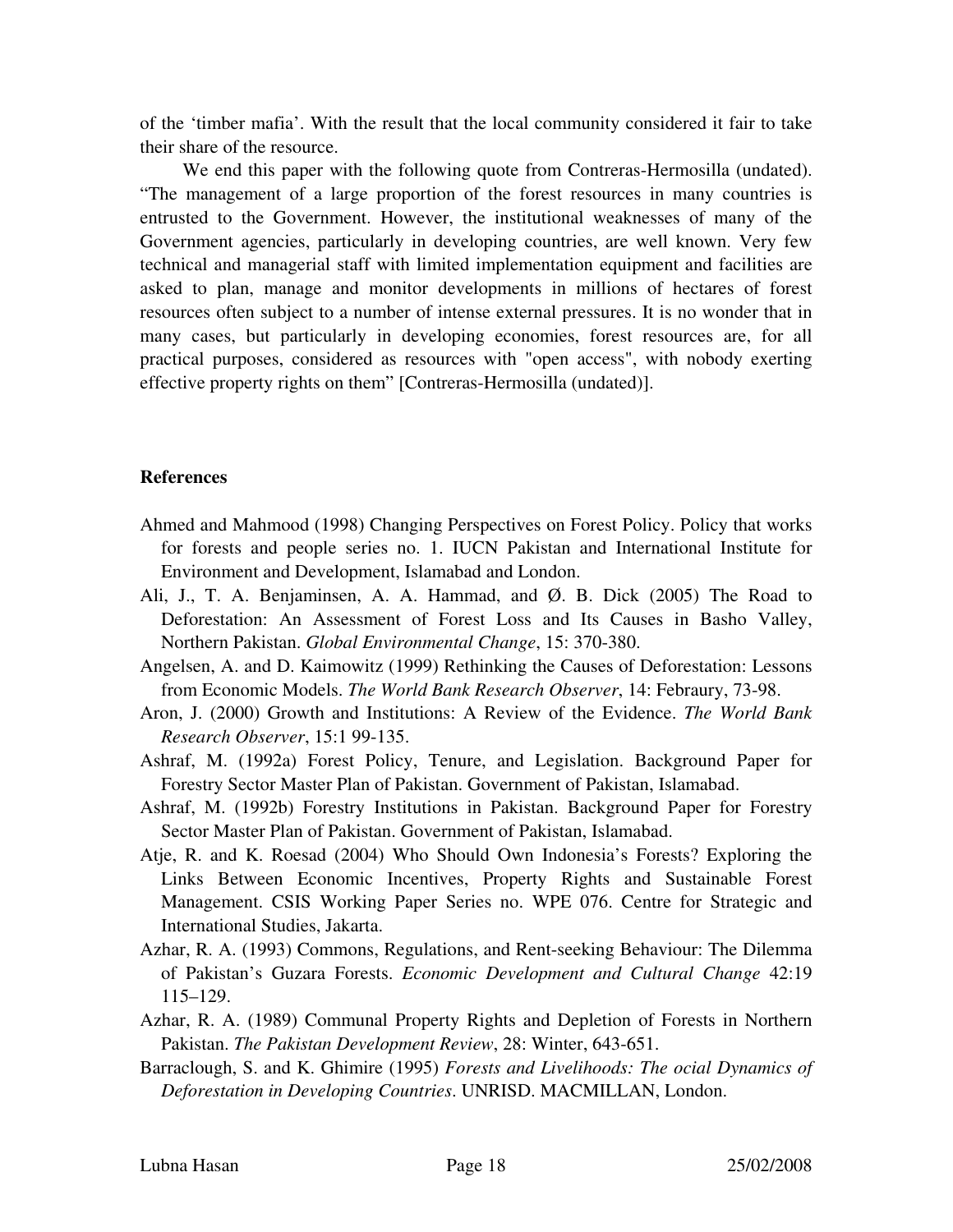of the 'timber mafia'. With the result that the local community considered it fair to take their share of the resource.

We end this paper with the following quote from Contreras-Hermosilla (undated). "The management of a large proportion of the forest resources in many countries is entrusted to the Government. However, the institutional weaknesses of many of the Government agencies, particularly in developing countries, are well known. Very few technical and managerial staff with limited implementation equipment and facilities are asked to plan, manage and monitor developments in millions of hectares of forest resources often subject to a number of intense external pressures. It is no wonder that in many cases, but particularly in developing economies, forest resources are, for all practical purposes, considered as resources with "open access", with nobody exerting effective property rights on them" [Contreras-Hermosilla (undated)].

**References**

Ahmed and Mahmood (1998) Changing Perspectives on Forest Policy. Policy that works for forests and people series no. 1. IUCN Pakistan and International Institute for Environment and Development, Islamabad and London.

Ali, J., T. A. Benjaminsen, A. A. Hammad, and Ø. B. Dick (2005) The Road to Deforestation: An Assessment of Forest Loss and Its Causes in Basho Valley, Northern Pakistan. *Global Environmental Change*, 15: 370-380.

Angelsen, A. and D. Kaimowitz (1999) Rethinking the Causes of Deforestation: Lessons from Economic Models. *The World Bank Research Observer*, 14: Febraury, 73-98.

Aron, J. (2000) Growth and Institutions: A Review of the Evidence. *The World Bank Research Observer*, 15:1 99-135.

Ashraf, M. (1992a) Forest Policy, Tenure, and Legislation. Background Paper for Forestry Sector Master Plan of Pakistan. Government of Pakistan, Islamabad.

Ashraf, M. (1992b) Forestry Institutions in Pakistan. Background Paper for Forestry Sector Master Plan of Pakistan. Government of Pakistan, Islamabad.

Atje, R. and K. Roesad (2004) Who Should Own Indonesia's Forests? Exploring the Links Between Economic Incentives, Property Rights and Sustainable Forest Management. CSIS Working Paper Series no. WPE 076. Centre for Strategic and International Studies, Jakarta.

Azhar, R. A. (1993) Commons, Regulations, and Rent-seeking Behaviour: The Dilemma of Pakistan's Guzara Forests. *Economic Development and Cultural Change* 42:19 115–129.

Azhar, R. A. (1989) Communal Property Rights and Depletion of Forests in Northern Pakistan. *The Pakistan Development Review*, 28: Winter, 643-651.

Barraclough, S. and K. Ghimire (1995) *Forests and Livelihoods: The ocial Dynamics of Deforestation in Developing Countries*. UNRISD. MACMILLAN, London.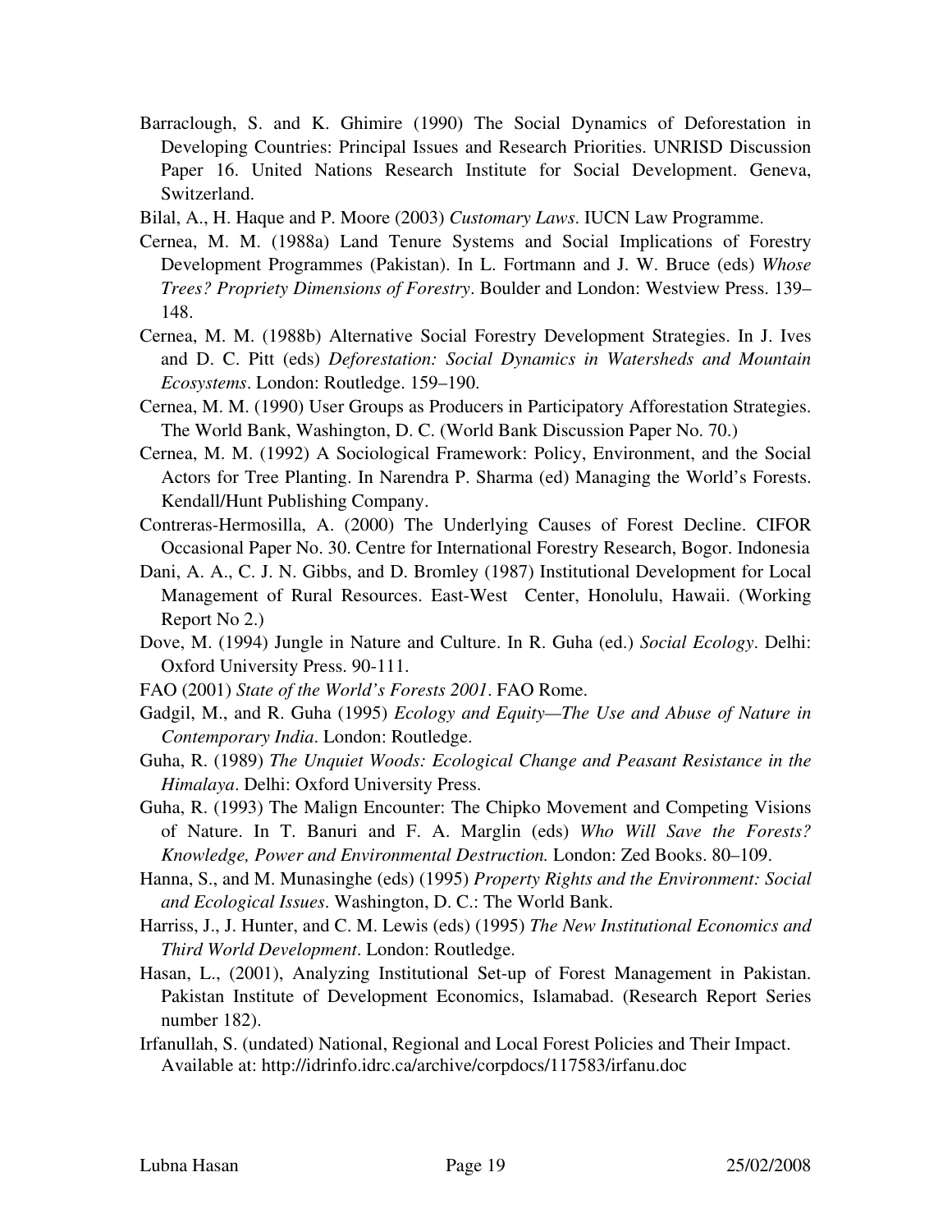Barraclough, S. and K. Ghimire (1990) The Social Dynamics of Deforestation in Developing Countries: Principal Issues and Research Priorities. UNRISD Discussion Paper 16. United Nations Research Institute for Social Development. Geneva, Switzerland.

Bilal, A., H. Haque and P. Moore (2003) *Customary Laws*. IUCN Law Programme.

Cernea, M. M. (1988a) Land Tenure Systems and Social Implications of Forestry Development Programmes (Pakistan). In L. Fortmann and J. W. Bruce (eds) *Whose Trees? Propriety Dimensions of Forestry*. Boulder and London: Westview Press. 139–148.

Cernea, M. M. (1988b) Alternative Social Forestry Development Strategies. In J. Ives and D. C. Pitt (eds) *Deforestation: Social Dynamics in Watersheds and Mountain Ecosystems*. London: Routledge. 159–190.

Cernea, M. M. (1990) User Groups as Producers in Participatory Afforestation Strategies. The World Bank, Washington, D. C. (World Bank Discussion Paper No. 70.)

Cernea, M. M. (1992) A Sociological Framework: Policy, Environment, and the Social Actors for Tree Planting. In Narendra P. Sharma (ed) Managing the World's Forests. Kendall/Hunt Publishing Company.

Contreras-Hermosilla, A. (2000) The Underlying Causes of Forest Decline. CIFOR Occasional Paper No. 30. Centre for International Forestry Research, Bogor. Indonesia

Dani, A. A., C. J. N. Gibbs, and D. Bromley (1987) Institutional Development for Local Management of Rural Resources. East-West Center, Honolulu, Hawaii. (Working Report No 2.)

Dove, M. (1994) Jungle in Nature and Culture. In R. Guha (ed.) *Social Ecology*. Delhi: Oxford University Press. 90-111.

FAO (2001) *State of the World's Forests 2001*. FAO Rome.

Gadgil, M., and R. Guha (1995) *Ecology and Equity—The Use and Abuse of Nature in Contemporary India*. London: Routledge.

Guha, R. (1989) *The Unquiet Woods: Ecological Change and Peasant Resistance in the Himalaya*. Delhi: Oxford University Press.

Guha, R. (1993) The Malign Encounter: The Chipko Movement and Competing Visions of Nature. In T. Banuri and F. A. Marglin (eds) *Who Will Save the Forests? Knowledge, Power and Environmental Destruction.* London: Zed Books. 80–109.

Hanna, S., and M. Munasinghe (eds) (1995) *Property Rights and the Environment: Social and Ecological Issues*. Washington, D. C.: The World Bank.

Harriss, J., J. Hunter, and C. M. Lewis (eds) (1995) *The New Institutional Economics and Third World Development*. London: Routledge.

Hasan, L., (2001), Analyzing Institutional Set-up of Forest Management in Pakistan. Pakistan Institute of Development Economics, Islamabad. (Research Report Series number 182).

Irfanullah, S. (undated) National, Regional and Local Forest Policies and Their Impact. Available at: http://idrinfo.idrc.ca/archive/corpdocs/117583/irfanu.doc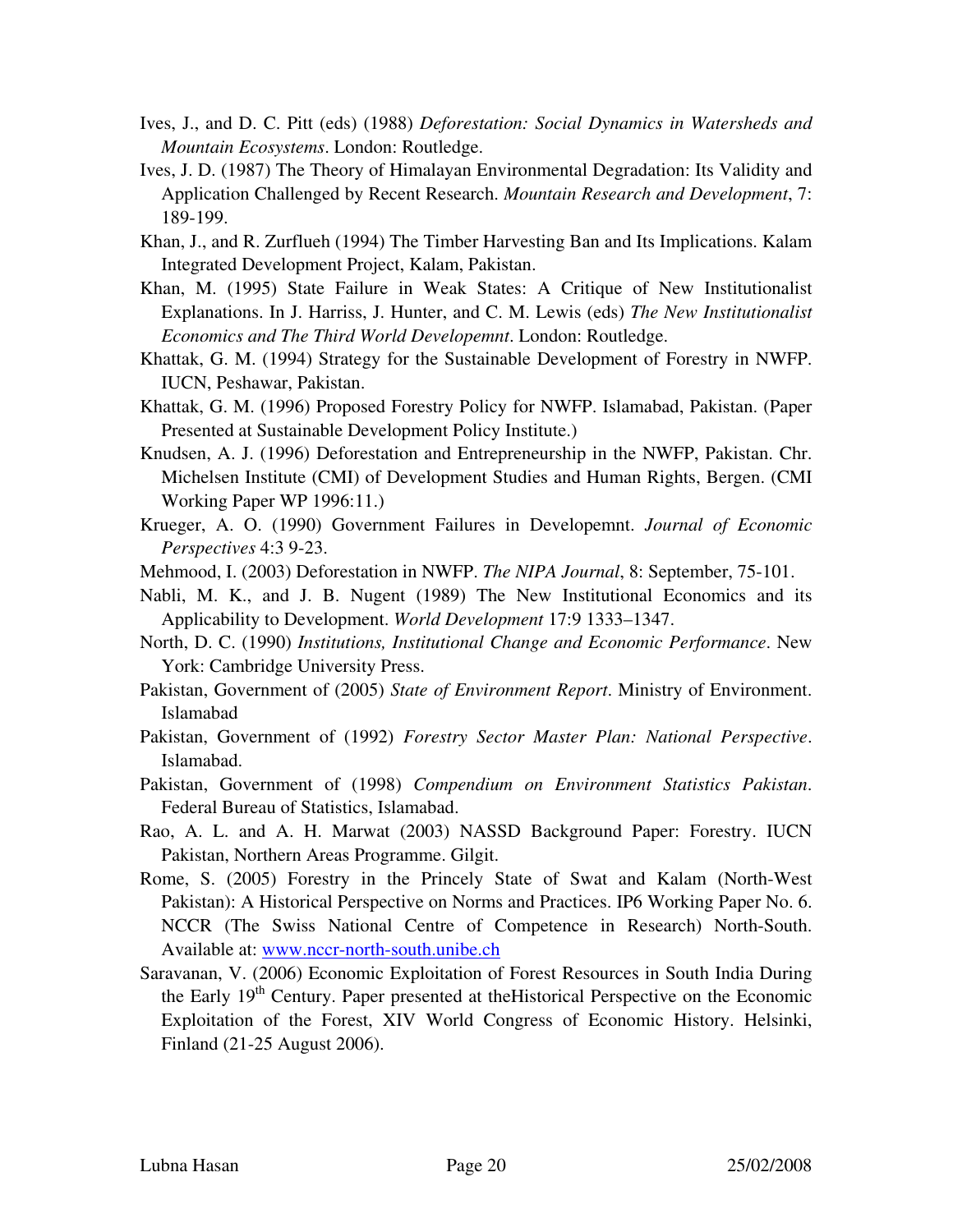Ives, J., and D. C. Pitt (eds) (1988) *Deforestation: Social Dynamics in Watersheds and Mountain Ecosystems*. London: Routledge.

Ives, J. D. (1987) The Theory of Himalayan Environmental Degradation: Its Validity and Application Challenged by Recent Research. *Mountain Research and Development*, 7: 189-199.

Khan, J., and R. Zurflueh (1994) The Timber Harvesting Ban and Its Implications. Kalam Integrated Development Project, Kalam, Pakistan.

Khan, M. (1995) State Failure in Weak States: A Critique of New Institutionalist Explanations. In J. Harriss, J. Hunter, and C. M. Lewis (eds) *The New Institutionalist Economics and The Third World Developemnt*. London: Routledge.

Khattak, G. M. (1994) Strategy for the Sustainable Development of Forestry in NWFP. IUCN, Peshawar, Pakistan.

Khattak, G. M. (1996) Proposed Forestry Policy for NWFP. Islamabad, Pakistan. (Paper Presented at Sustainable Development Policy Institute.)

Knudsen, A. J. (1996) Deforestation and Entrepreneurship in the NWFP, Pakistan. Chr. Michelsen Institute (CMI) of Development Studies and Human Rights, Bergen. (CMI Working Paper WP 1996:11.)

Krueger, A. O. (1990) Government Failures in Developemnt. *Journal of Economic Perspectives* 4:3 9-23.

Mehmood, I. (2003) Deforestation in NWFP. *The NIPA Journal*, 8: September, 75-101.

Nabli, M. K., and J. B. Nugent (1989) The New Institutional Economics and its Applicability to Development. *World Development* 17:9 1333–1347.

North, D. C. (1990) *Institutions, Institutional Change and Economic Performance*. New York: Cambridge University Press.

Pakistan, Government of (2005) *State of Environment Report*. Ministry of Environment. Islamabad

Pakistan, Government of (1992) *Forestry Sector Master Plan: National Perspective*. Islamabad.

Pakistan, Government of (1998) *Compendium on Environment Statistics Pakistan*. Federal Bureau of Statistics, Islamabad.

Rao, A. L. and A. H. Marwat (2003) NASSD Background Paper: Forestry. IUCN Pakistan, Northern Areas Programme. Gilgit.

Rome, S. (2005) Forestry in the Princely State of Swat and Kalam (North-West Pakistan): A Historical Perspective on Norms and Practices. IP6 Working Paper No. 6. NCCR (The Swiss National Centre of Competence in Research) North-South. Available at: www.nccr-north-south.unibe.ch

Saravanan, V. (2006) Economic Exploitation of Forest Resources in South India During the Early 19th Century. Paper presented at theHistorical Perspective on the Economic Exploitation of the Forest, XIV World Congress of Economic History. Helsinki, Finland (21-25 August 2006).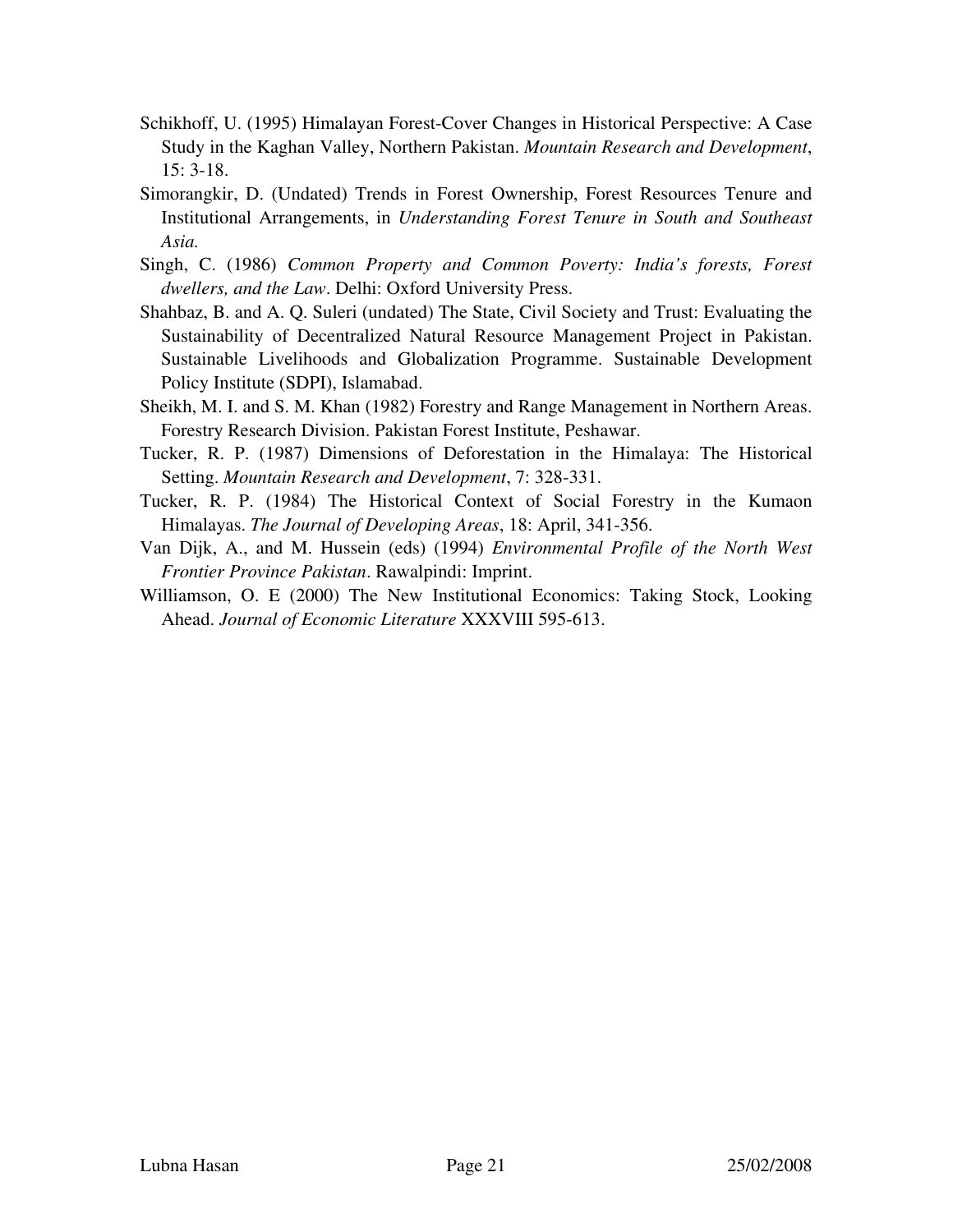Schikhoff, U. (1995) Himalayan Forest-Cover Changes in Historical Perspective: A Case Study in the Kaghan Valley, Northern Pakistan. *Mountain Research and Development*, 15: 3-18.

Simorangkir, D. (Undated) Trends in Forest Ownership, Forest Resources Tenure and Institutional Arrangements, in *Understanding Forest Tenure in South and Southeast Asia.*

Singh, C. (1986) *Common Property and Common Poverty: India's forests, Forest dwellers, and the Law*. Delhi: Oxford University Press.

Shahbaz, B. and A. Q. Suleri (undated) The State, Civil Society and Trust: Evaluating the Sustainability of Decentralized Natural Resource Management Project in Pakistan. Sustainable Livelihoods and Globalization Programme. Sustainable Development Policy Institute (SDPI), Islamabad.

Sheikh, M. I. and S. M. Khan (1982) Forestry and Range Management in Northern Areas. Forestry Research Division. Pakistan Forest Institute, Peshawar.

Tucker, R. P. (1987) Dimensions of Deforestation in the Himalaya: The Historical Setting. *Mountain Research and Development*, 7: 328-331.

Tucker, R. P. (1984) The Historical Context of Social Forestry in the Kumaon Himalayas. *The Journal of Developing Areas*, 18: April, 341-356.

Van Dijk, A., and M. Hussein (eds) (1994) *Environmental Profile of the North West Frontier Province Pakistan*. Rawalpindi: Imprint.

Williamson, O. E (2000) The New Institutional Economics: Taking Stock, Looking Ahead. *Journal of Economic Literature* XXXVIII 595-613.